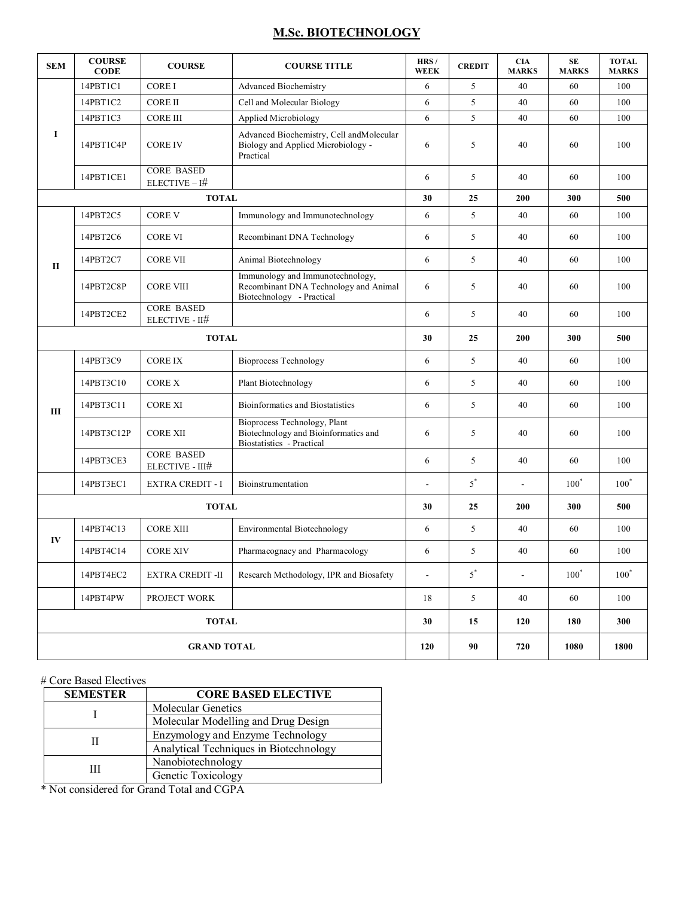# M.Sc. BIOTECHNOLOGY

| SEM | COURSE CODE | COURSE | COURSE TITLE | HRS / WEEK | CREDIT | CIA MARKS | SE MARKS | TOTAL MARKS |
|---|---|---|---|---|---|---|---|---|
| I | 14PBT1C1 | CORE I | Advanced Biochemistry | 6 | 5 | 40 | 60 | 100 |
| | 14PBT1C2 | CORE II | Cell and Molecular Biology | 6 | 5 | 40 | 60 | 100 |
| | 14PBT1C3 | CORE III | Applied Microbiology | 6 | 5 | 40 | 60 | 100 |
| | 14PBT1C4P | CORE IV | Advanced Biochemistry, Cell andMolecular Biology and Applied Microbiology - Practical | 6 | 5 | 40 | 60 | 100 |
| | 14PBT1CE1 | CORE BASED ELECTIVE – I# | | 6 | 5 | 40 | 60 | 100 |
| **TOTAL** | | | | **30** | **25** | **200** | **300** | **500** |
| II | 14PBT2C5 | CORE V | Immunology and Immunotechnology | 6 | 5 | 40 | 60 | 100 |
| | 14PBT2C6 | CORE VI | Recombinant DNA Technology | 6 | 5 | 40 | 60 | 100 |
| | 14PBT2C7 | CORE VII | Animal Biotechnology | 6 | 5 | 40 | 60 | 100 |
| | 14PBT2C8P | CORE VIII | Immunology and Immunotechnology, Recombinant DNA Technology and Animal Biotechnology - Practical | 6 | 5 | 40 | 60 | 100 |
| | 14PBT2CE2 | CORE BASED ELECTIVE - II# | | 6 | 5 | 40 | 60 | 100 |
| **TOTAL** | | | | **30** | **25** | **200** | **300** | **500** |
| III | 14PBT3C9 | CORE IX | Bioprocess Technology | 6 | 5 | 40 | 60 | 100 |
| | 14PBT3C10 | CORE X | Plant Biotechnology | 6 | 5 | 40 | 60 | 100 |
| | 14PBT3C11 | CORE XI | Bioinformatics and Biostatistics | 6 | 5 | 40 | 60 | 100 |
| | 14PBT3C12P | CORE XII | Bioprocess Technology, Plant Biotechnology and Bioinformatics and Biostatistics - Practical | 6 | 5 | 40 | 60 | 100 |
| | 14PBT3CE3 | CORE BASED ELECTIVE - III# | | 6 | 5 | 40 | 60 | 100 |
| | 14PBT3EC1 | EXTRA CREDIT - I | Bioinstrumentation | - | 5* | - | 100* | 100* |
| **TOTAL** | | | | **30** | **25** | **200** | **300** | **500** |
| IV | 14PBT4C13 | CORE XIII | Environmental Biotechnology | 6 | 5 | 40 | 60 | 100 |
| | 14PBT4C14 | CORE XIV | Pharmacognacy and Pharmacology | 6 | 5 | 40 | 60 | 100 |
| | 14PBT4EC2 | EXTRA CREDIT -II | Research Methodology, IPR and Biosafety | - | 5* | - | 100* | 100* |
| | 14PBT4PW | PROJECT WORK | | 18 | 5 | 40 | 60 | 100 |
| **TOTAL** | | | | **30** | **15** | **120** | **180** | **300** |
| **GRAND TOTAL** | | | | **120** | **90** | **720** | **1080** | **1800** |

# Core Based Electives

| SEMESTER | CORE BASED ELECTIVE |
|---|---|
| I | Molecular Genetics |
| | Molecular Modelling and Drug Design |
| II | Enzymology and Enzyme Technology |
| | Analytical Techniques in Biotechnology |
| III | Nanobiotechnology |
| | Genetic Toxicology |

* Not considered for Grand Total and CGPA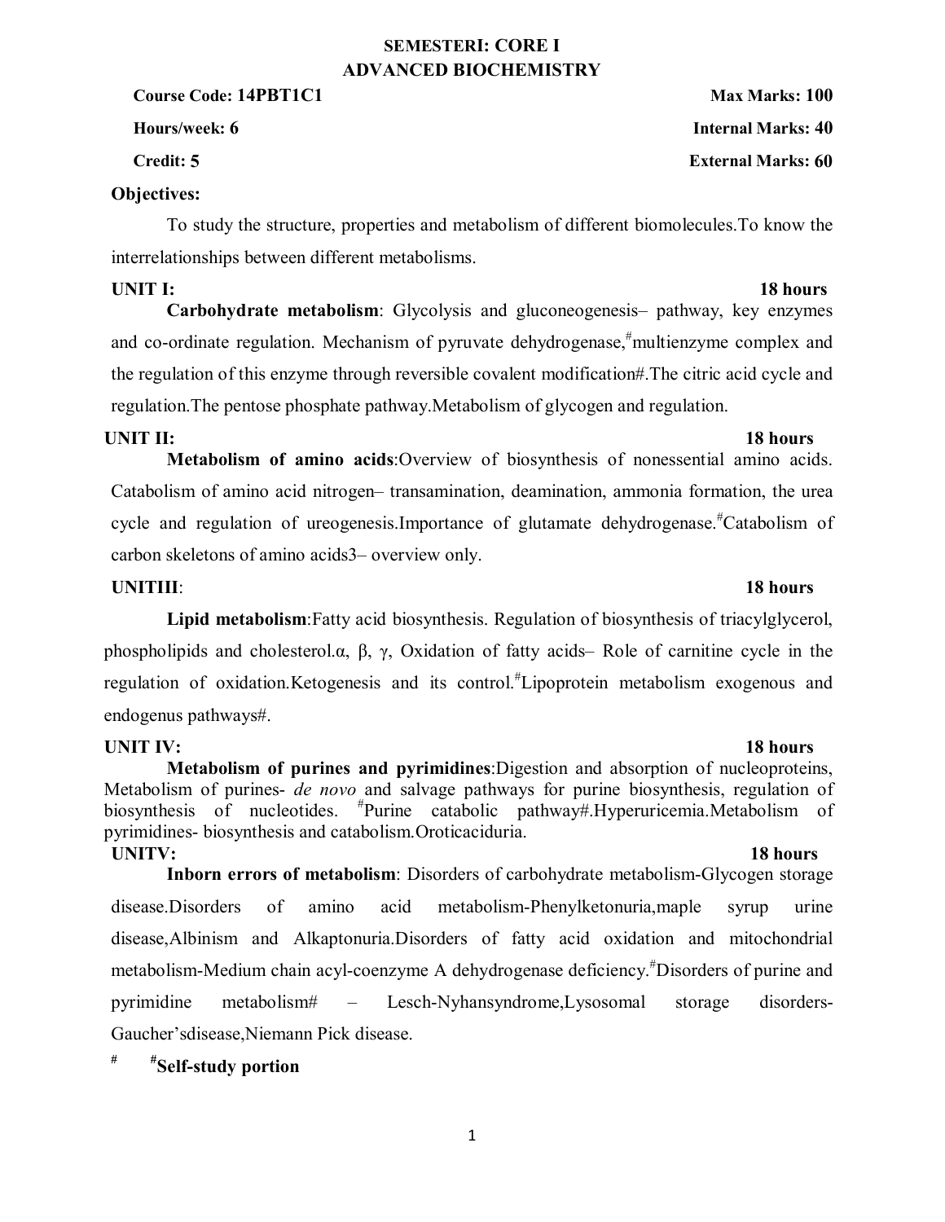## SEMESTERI: CORE I
## ADVANCED BIOCHEMISTRY

**Course Code: 14PBT1C1** **Max Marks: 100**

**Hours/week: 6** **Internal Marks: 40**

**Credit: 5** **External Marks: 60**

**Objectives:**

To study the structure, properties and metabolism of different biomolecules.To know the interrelationships between different metabolisms.

**UNIT I:** **18 hours**

**Carbohydrate metabolism**: Glycolysis and gluconeogenesis– pathway, key enzymes and co-ordinate regulation. Mechanism of pyruvate dehydrogenase,#multienzyme complex and the regulation of this enzyme through reversible covalent modification#.The citric acid cycle and regulation.The pentose phosphate pathway.Metabolism of glycogen and regulation.

**UNIT II:** **18 hours**

**Metabolism of amino acids**:Overview of biosynthesis of nonessential amino acids. Catabolism of amino acid nitrogen– transamination, deamination, ammonia formation, the urea cycle and regulation of ureogenesis.Importance of glutamate dehydrogenase.#Catabolism of carbon skeletons of amino acids3– overview only.

**UNITIII**: **18 hours**

**Lipid metabolism**:Fatty acid biosynthesis. Regulation of biosynthesis of triacylglycerol, phospholipids and cholesterol.α, β, γ, Oxidation of fatty acids– Role of carnitine cycle in the regulation of oxidation.Ketogenesis and its control.#Lipoprotein metabolism exogenous and endogenus pathways#.

**UNIT IV:** **18 hours**

**Metabolism of purines and pyrimidines**:Digestion and absorption of nucleoproteins, Metabolism of purines- *de novo* and salvage pathways for purine biosynthesis, regulation of biosynthesis of nucleotides. #Purine catabolic pathway#.Hyperuricemia.Metabolism of pyrimidines- biosynthesis and catabolism.Oroticaciduria.

**UNITV:** **18 hours**

**Inborn errors of metabolism**: Disorders of carbohydrate metabolism-Glycogen storage disease.Disorders of amino acid metabolism-Phenylketonuria,maple syrup urine disease,Albinism and Alkaptonuria.Disorders of fatty acid oxidation and mitochondrial metabolism-Medium chain acyl-coenzyme A dehydrogenase deficiency.#Disorders of purine and pyrimidine metabolism# – Lesch-Nyhansyndrome,Lysosomal storage disorders-Gaucher'sdisease,Niemann Pick disease.

# **#Self-study portion**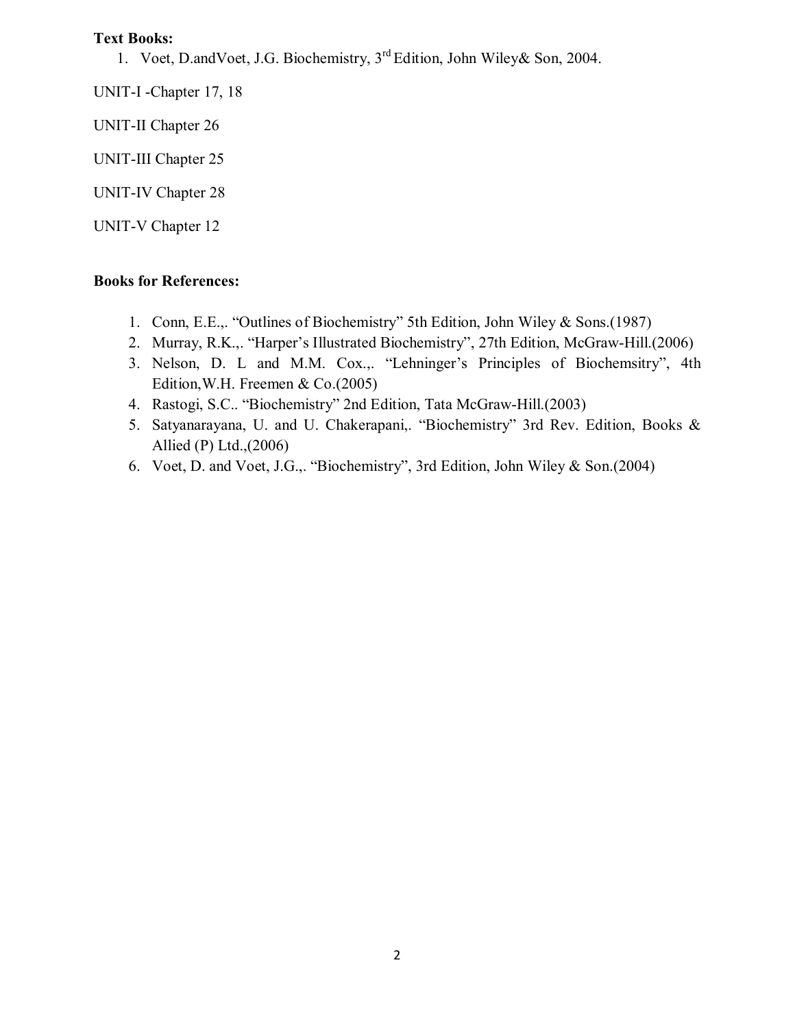**Text Books:**

1. Voet, D.andVoet, J.G. Biochemistry, 3rd Edition, John Wiley& Son, 2004.

UNIT-I -Chapter 17, 18

UNIT-II Chapter 26

UNIT-III Chapter 25

UNIT-IV Chapter 28

UNIT-V Chapter 12

**Books for References:**

1. Conn, E.E.,. "Outlines of Biochemistry" 5th Edition, John Wiley & Sons.(1987)
2. Murray, R.K.,. "Harper's Illustrated Biochemistry", 27th Edition, McGraw-Hill.(2006)
3. Nelson, D. L and M.M. Cox.,. "Lehninger's Principles of Biochemsitry", 4th Edition,W.H. Freemen & Co.(2005)
4. Rastogi, S.C.. "Biochemistry" 2nd Edition, Tata McGraw-Hill.(2003)
5. Satyanarayana, U. and U. Chakerapani,. "Biochemistry" 3rd Rev. Edition, Books & Allied (P) Ltd.,(2006)
6. Voet, D. and Voet, J.G.,. "Biochemistry", 3rd Edition, John Wiley & Son.(2004)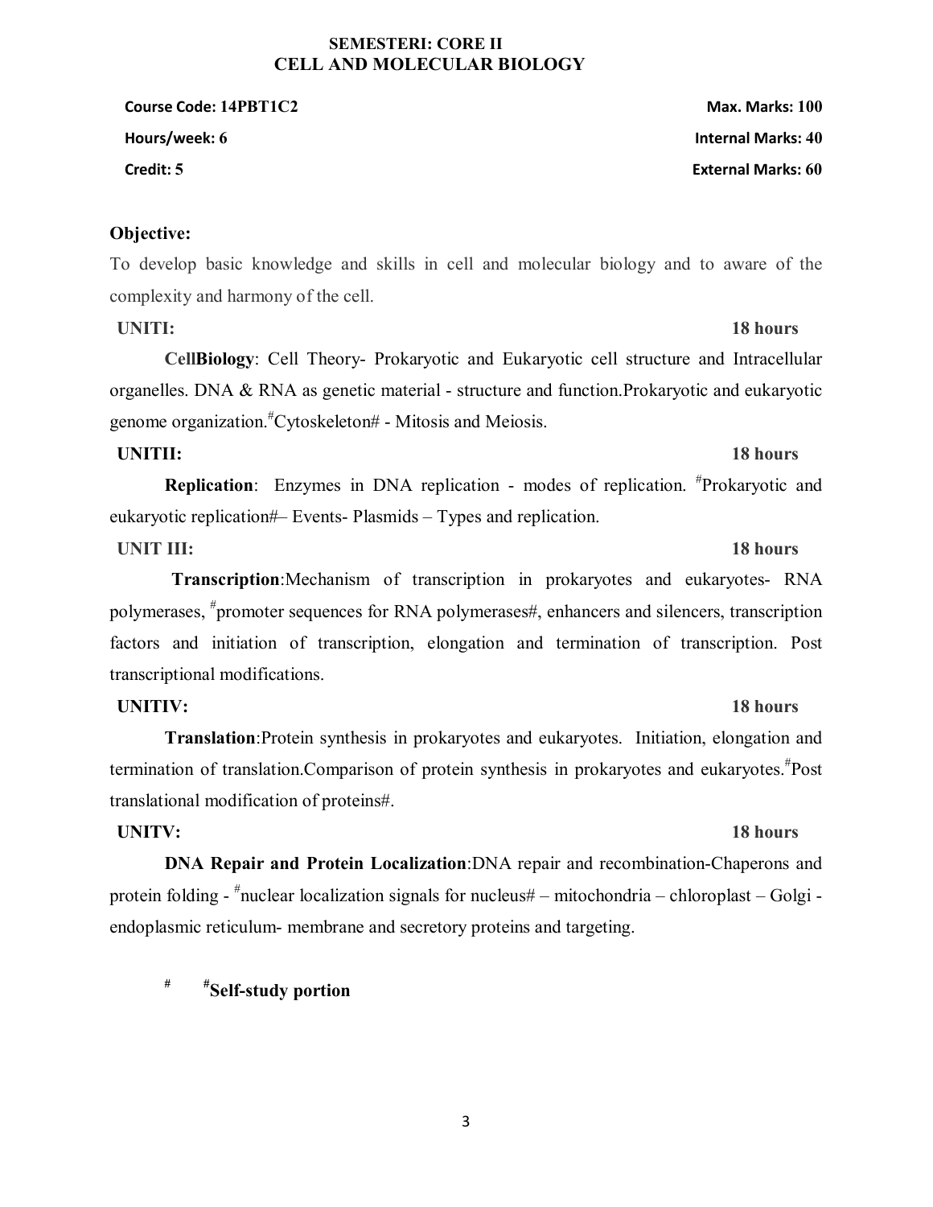**SEMESTERI: CORE II**
**CELL AND MOLECULAR BIOLOGY**

| | |
|---|---|
| **Course Code: 14PBT1C2** | **Max. Marks: 100** |
| **Hours/week: 6** | **Internal Marks: 40** |
| **Credit: 5** | **External Marks: 60** |

**Objective:**

To develop basic knowledge and skills in cell and molecular biology and to aware of the complexity and harmony of the cell.

**UNITI:** **18 hours**

Cell**Biology**: Cell Theory- Prokaryotic and Eukaryotic cell structure and Intracellular organelles. DNA & RNA as genetic material - structure and function.Prokaryotic and eukaryotic genome organization.#Cytoskeleton# - Mitosis and Meiosis.

**UNITII:** **18 hours**

**Replication**: Enzymes in DNA replication - modes of replication. #Prokaryotic and eukaryotic replication#– Events- Plasmids – Types and replication.

**UNIT III:** **18 hours**

**Transcription**:Mechanism of transcription in prokaryotes and eukaryotes- RNA polymerases, #promoter sequences for RNA polymerases#, enhancers and silencers, transcription factors and initiation of transcription, elongation and termination of transcription. Post transcriptional modifications.

**UNITIV:** **18 hours**

**Translation**:Protein synthesis in prokaryotes and eukaryotes. Initiation, elongation and termination of translation.Comparison of protein synthesis in prokaryotes and eukaryotes.#Post translational modification of proteins#.

**UNITV:** **18 hours**

**DNA Repair and Protein Localization**:DNA repair and recombination-Chaperons and protein folding - #nuclear localization signals for nucleus# – mitochondria – chloroplast – Golgi - endoplasmic reticulum- membrane and secretory proteins and targeting.

# **#Self-study portion**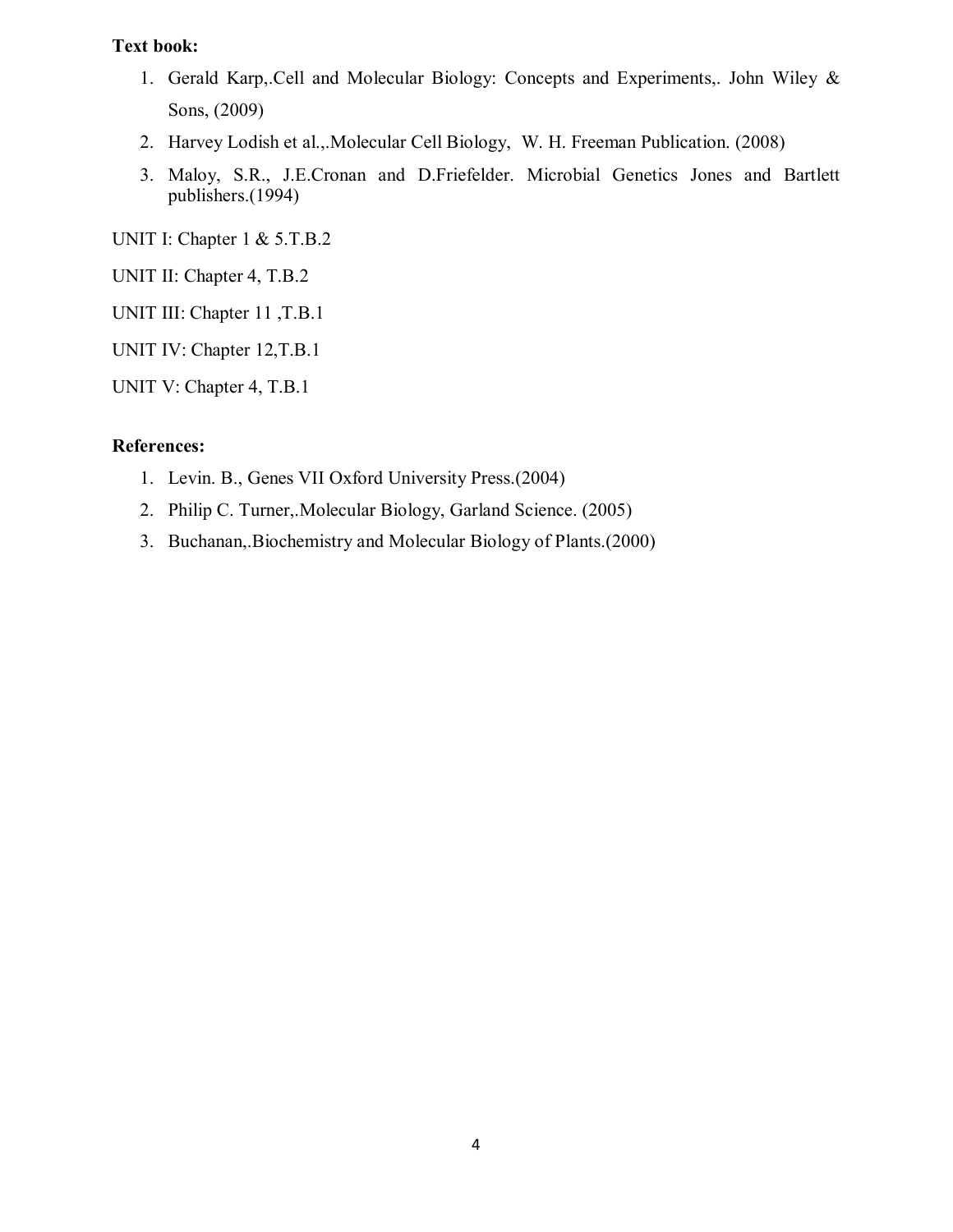**Text book:**

1. Gerald Karp,.Cell and Molecular Biology: Concepts and Experiments,. John Wiley & Sons, (2009)
2. Harvey Lodish et al.,.Molecular Cell Biology, W. H. Freeman Publication. (2008)
3. Maloy, S.R., J.E.Cronan and D.Friefelder. Microbial Genetics Jones and Bartlett publishers.(1994)

UNIT I: Chapter 1 & 5.T.B.2

UNIT II: Chapter 4, T.B.2

UNIT III: Chapter 11 ,T.B.1

UNIT IV: Chapter 12,T.B.1

UNIT V: Chapter 4, T.B.1

**References:**

1. Levin. B., Genes VII Oxford University Press.(2004)
2. Philip C. Turner,.Molecular Biology, Garland Science. (2005)
3. Buchanan,.Biochemistry and Molecular Biology of Plants.(2000)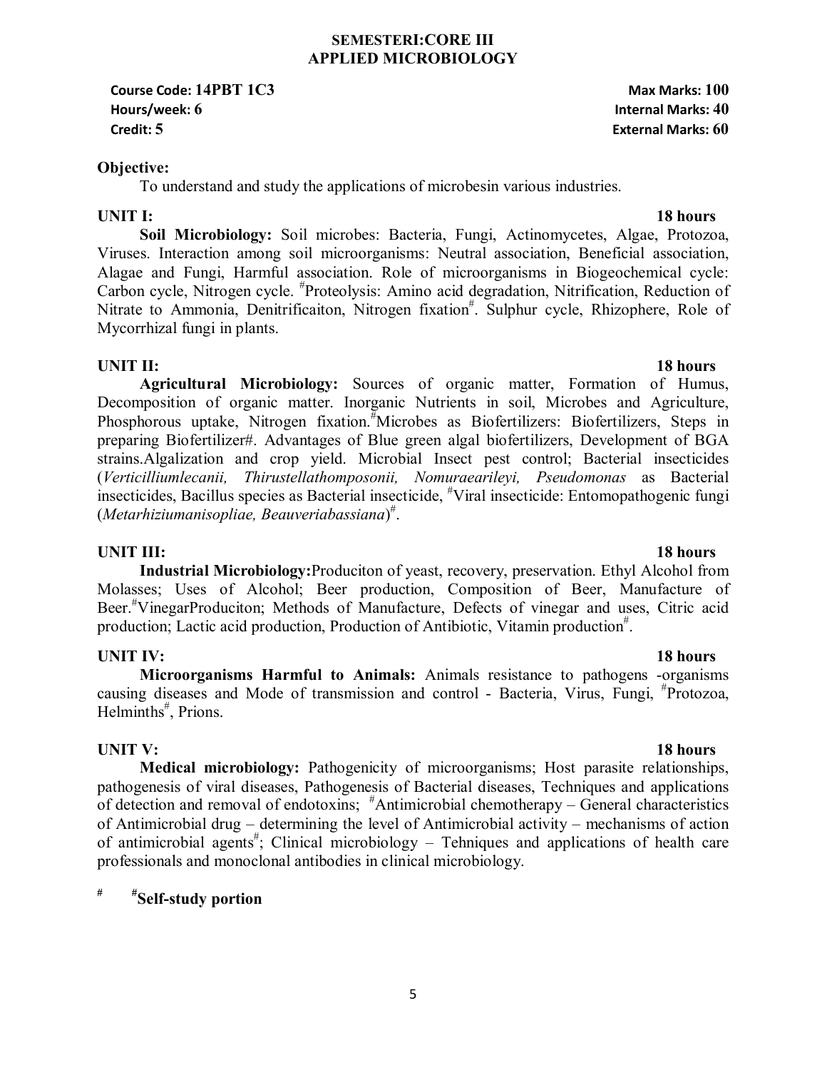**SEMESTERI:CORE III**
**APPLIED MICROBIOLOGY**

**Course Code: 14PBT 1C3** | **Max Marks: 100**
**Hours/week: 6** | **Internal Marks: 40**
**Credit: 5** | **External Marks: 60**

**Objective:**

To understand and study the applications of microbesin various industries.

**UNIT I:** **18 hours**

**Soil Microbiology:** Soil microbes: Bacteria, Fungi, Actinomycetes, Algae, Protozoa, Viruses. Interaction among soil microorganisms: Neutral association, Beneficial association, Alagae and Fungi, Harmful association. Role of microorganisms in Biogeochemical cycle: Carbon cycle, Nitrogen cycle. #Proteolysis: Amino acid degradation, Nitrification, Reduction of Nitrate to Ammonia, Denitrificaiton, Nitrogen fixation#. Sulphur cycle, Rhizophere, Role of Mycorrhizal fungi in plants.

**UNIT II:** **18 hours**

**Agricultural Microbiology:** Sources of organic matter, Formation of Humus, Decomposition of organic matter. Inorganic Nutrients in soil, Microbes and Agriculture, Phosphorous uptake, Nitrogen fixation.#Microbes as Biofertilizers: Biofertilizers, Steps in preparing Biofertilizer#. Advantages of Blue green algal biofertilizers, Development of BGA strains.Algalization and crop yield. Microbial Insect pest control; Bacterial insecticides (*Verticilliumlecanii, Thirustellathomposonii, Nomuraearileyi, Pseudomonas* as Bacterial insecticides, Bacillus species as Bacterial insecticide, #Viral insecticide: Entomopathogenic fungi (*Metarhiziumanisopliae, Beauveriabassiana*)#.

**UNIT III:** **18 hours**

**Industrial Microbiology:**Produciton of yeast, recovery, preservation. Ethyl Alcohol from Molasses; Uses of Alcohol; Beer production, Composition of Beer, Manufacture of Beer.#VinegarProduciton; Methods of Manufacture, Defects of vinegar and uses, Citric acid production; Lactic acid production, Production of Antibiotic, Vitamin production#.

**UNIT IV:** **18 hours**

**Microorganisms Harmful to Animals:** Animals resistance to pathogens -organisms causing diseases and Mode of transmission and control - Bacteria, Virus, Fungi, #Protozoa, Helminths#, Prions.

**UNIT V:** **18 hours**

**Medical microbiology:** Pathogenicity of microorganisms; Host parasite relationships, pathogenesis of viral diseases, Pathogenesis of Bacterial diseases, Techniques and applications of detection and removal of endotoxins; #Antimicrobial chemotherapy – General characteristics of Antimicrobial drug – determining the level of Antimicrobial activity – mechanisms of action of antimicrobial agents#; Clinical microbiology – Tehniques and applications of health care professionals and monoclonal antibodies in clinical microbiology.

# **#Self-study portion**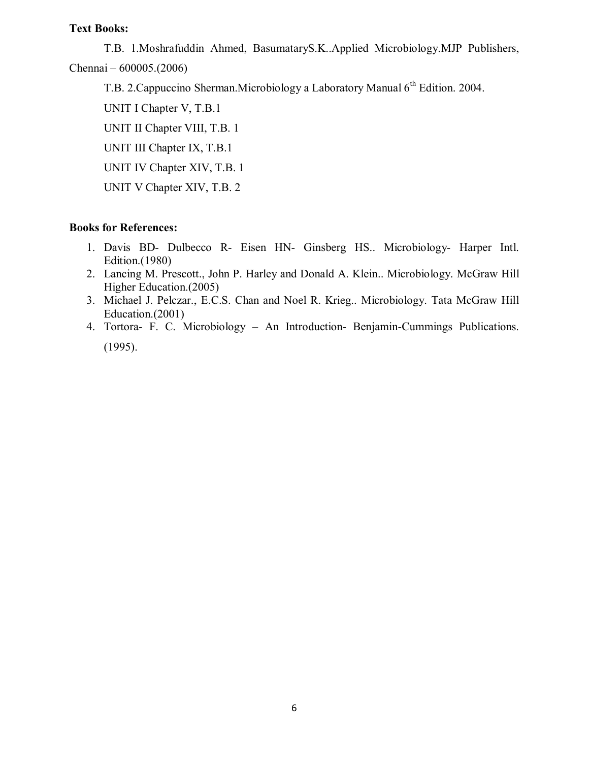**Text Books:**

T.B. 1.Moshrafuddin Ahmed, BasumataryS.K..Applied Microbiology.MJP Publishers, Chennai – 600005.(2006)

T.B. 2.Cappuccino Sherman.Microbiology a Laboratory Manual 6th Edition. 2004.

UNIT I Chapter V, T.B.1

UNIT II Chapter VIII, T.B. 1

UNIT III Chapter IX, T.B.1

UNIT IV Chapter XIV, T.B. 1

UNIT V Chapter XIV, T.B. 2

**Books for References:**

1. Davis BD- Dulbecco R- Eisen HN- Ginsberg HS.. Microbiology- Harper Intl. Edition.(1980)
2. Lancing M. Prescott., John P. Harley and Donald A. Klein.. Microbiology. McGraw Hill Higher Education.(2005)
3. Michael J. Pelczar., E.C.S. Chan and Noel R. Krieg.. Microbiology. Tata McGraw Hill Education.(2001)
4. Tortora- F. C. Microbiology – An Introduction- Benjamin-Cummings Publications. (1995).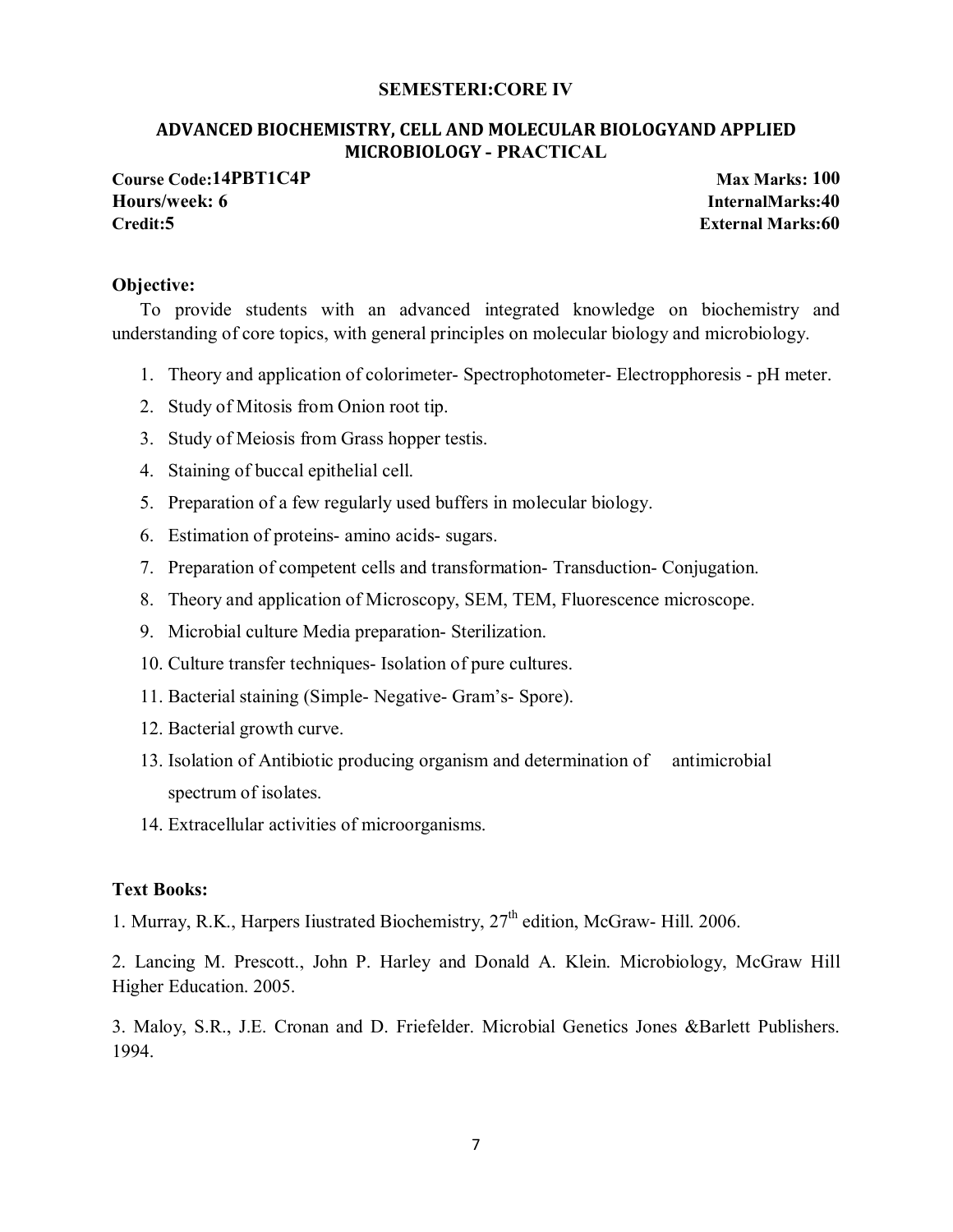**SEMESTERI:CORE IV**

## ADVANCED BIOCHEMISTRY, CELL AND MOLECULAR BIOLOGYAND APPLIED MICROBIOLOGY - PRACTICAL

**Course Code:14PBT1C4P** **Max Marks: 100**
**Hours/week: 6** **InternalMarks:40**
**Credit:5** **External Marks:60**

**Objective:**

To provide students with an advanced integrated knowledge on biochemistry and understanding of core topics, with general principles on molecular biology and microbiology.

1. Theory and application of colorimeter- Spectrophotometer- Electropphoresis - pH meter.
2. Study of Mitosis from Onion root tip.
3. Study of Meiosis from Grass hopper testis.
4. Staining of buccal epithelial cell.
5. Preparation of a few regularly used buffers in molecular biology.
6. Estimation of proteins- amino acids- sugars.
7. Preparation of competent cells and transformation- Transduction- Conjugation.
8. Theory and application of Microscopy, SEM, TEM, Fluorescence microscope.
9. Microbial culture Media preparation- Sterilization.
10. Culture transfer techniques- Isolation of pure cultures.
11. Bacterial staining (Simple- Negative- Gram's- Spore).
12. Bacterial growth curve.
13. Isolation of Antibiotic producing organism and determination of antimicrobial spectrum of isolates.
14. Extracellular activities of microorganisms.

**Text Books:**

1. Murray, R.K., Harpers Iiustrated Biochemistry, 27$^{th}$ edition, McGraw- Hill. 2006.

2. Lancing M. Prescott., John P. Harley and Donald A. Klein. Microbiology, McGraw Hill Higher Education. 2005.

3. Maloy, S.R., J.E. Cronan and D. Friefelder. Microbial Genetics Jones &Barlett Publishers. 1994.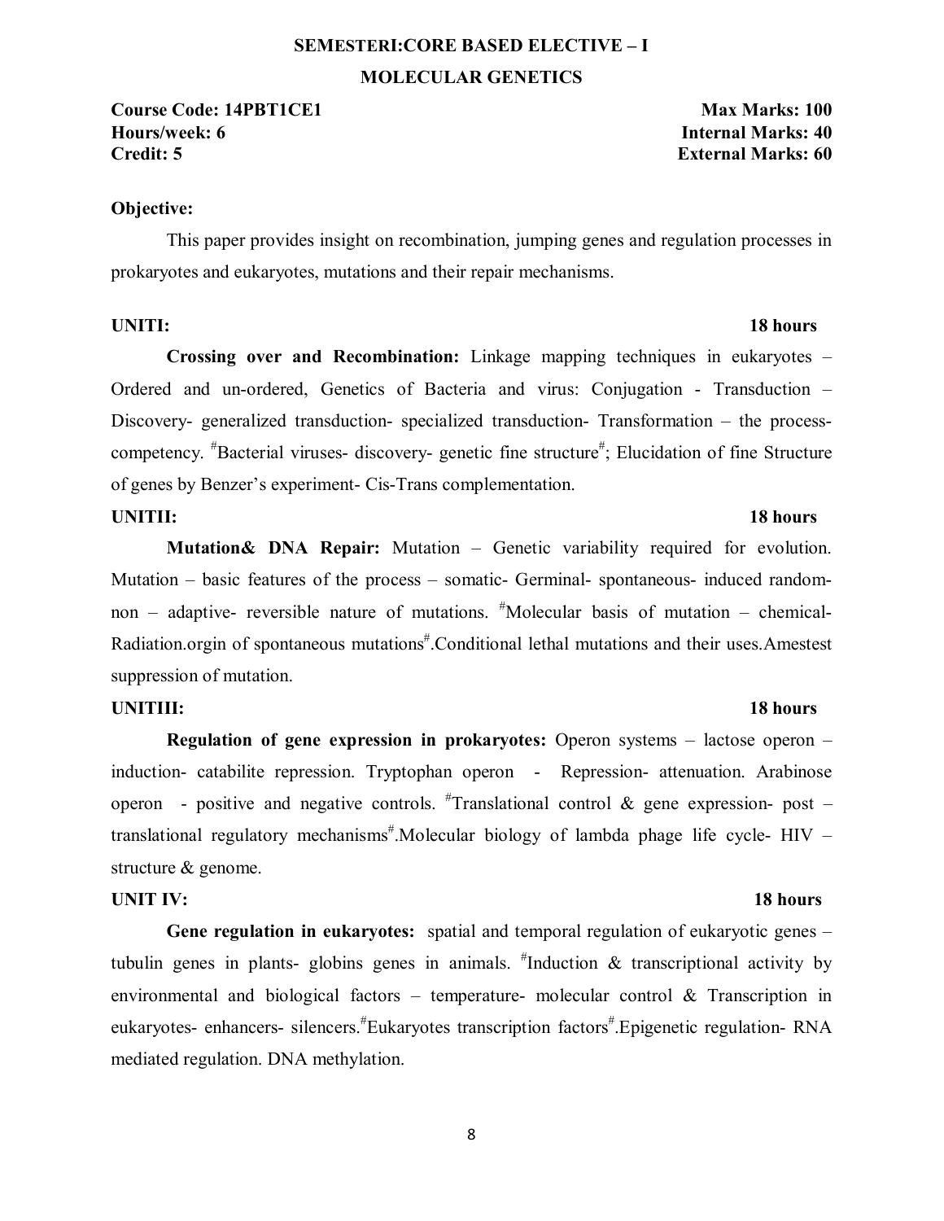**SEMESTERI:CORE BASED ELECTIVE – I**

**MOLECULAR GENETICS**

**Course Code: 14PBT1CE1** **Max Marks: 100**
**Hours/week: 6** **Internal Marks: 40**
**Credit: 5** **External Marks: 60**

**Objective:**

This paper provides insight on recombination, jumping genes and regulation processes in prokaryotes and eukaryotes, mutations and their repair mechanisms.

**UNITI:** **18 hours**

**Crossing over and Recombination:** Linkage mapping techniques in eukaryotes – Ordered and un-ordered, Genetics of Bacteria and virus: Conjugation - Transduction – Discovery- generalized transduction- specialized transduction- Transformation – the process-competency. #Bacterial viruses- discovery- genetic fine structure#; Elucidation of fine Structure of genes by Benzer's experiment- Cis-Trans complementation.

**UNITII:** **18 hours**

**Mutation& DNA Repair:** Mutation – Genetic variability required for evolution. Mutation – basic features of the process – somatic- Germinal- spontaneous- induced random-non – adaptive- reversible nature of mutations. #Molecular basis of mutation – chemical-Radiation.orgin of spontaneous mutations#.Conditional lethal mutations and their uses.Amestest suppression of mutation.

**UNITIII:** **18 hours**

**Regulation of gene expression in prokaryotes:** Operon systems – lactose operon – induction- catabilite repression. Tryptophan operon - Repression- attenuation. Arabinose operon - positive and negative controls. #Translational control & gene expression- post – translational regulatory mechanisms#.Molecular biology of lambda phage life cycle- HIV – structure & genome.

**UNIT IV:** **18 hours**

**Gene regulation in eukaryotes:** spatial and temporal regulation of eukaryotic genes – tubulin genes in plants- globins genes in animals. #Induction & transcriptional activity by environmental and biological factors – temperature- molecular control & Transcription in eukaryotes- enhancers- silencers.#Eukaryotes transcription factors#.Epigenetic regulation- RNA mediated regulation. DNA methylation.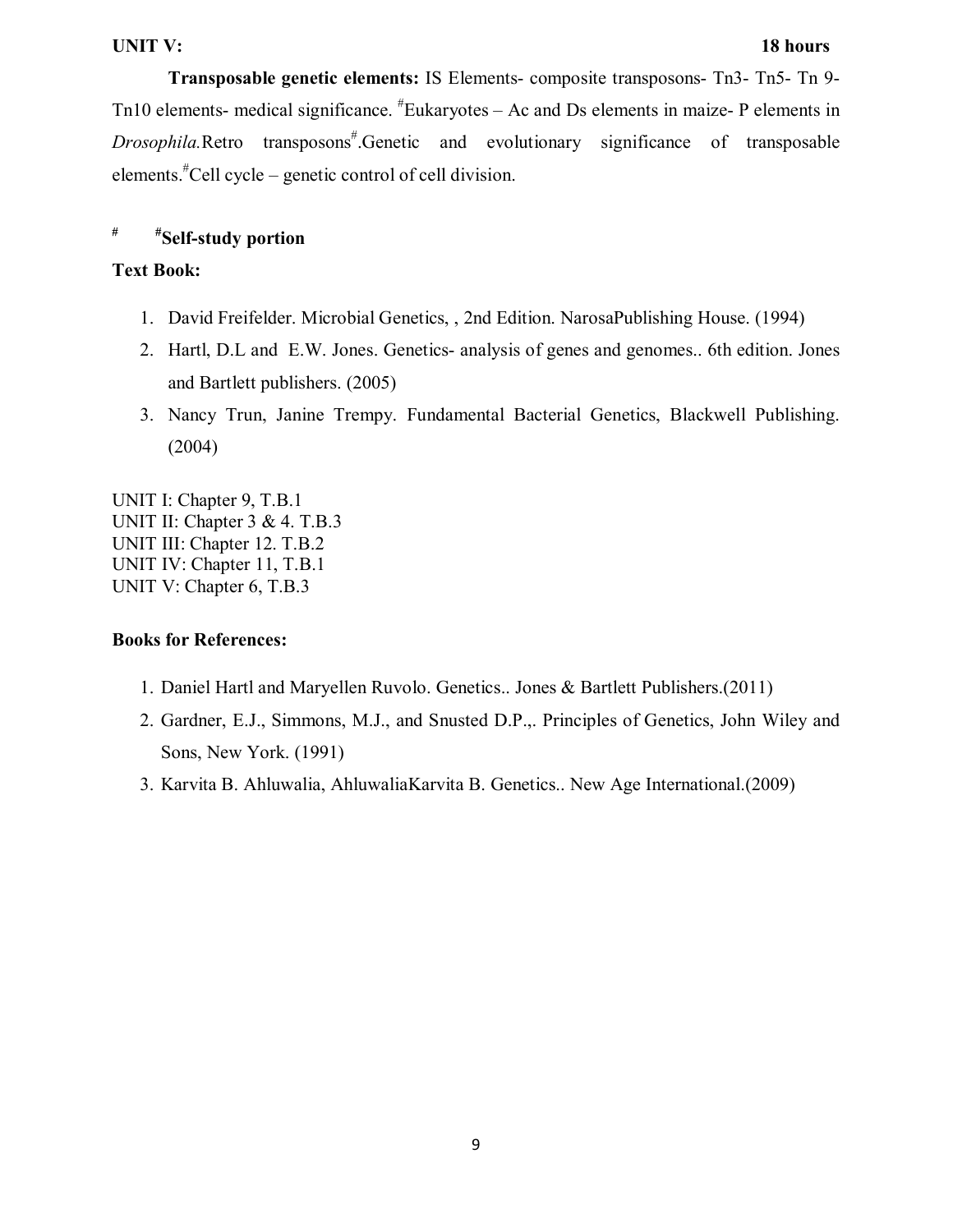**UNIT V: 18 hours**

**Transposable genetic elements:** IS Elements- composite transposons- Tn3- Tn5- Tn 9- Tn10 elements- medical significance. #Eukaryotes – Ac and Ds elements in maize- P elements in *Drosophila.*Retro transposons#.Genetic and evolutionary significance of transposable elements.#Cell cycle – genetic control of cell division.

# #**Self-study portion**

**Text Book:**

1. David Freifelder. Microbial Genetics, , 2nd Edition. NarosaPublishing House. (1994)
2. Hartl, D.L and E.W. Jones. Genetics- analysis of genes and genomes.. 6th edition. Jones and Bartlett publishers. (2005)
3. Nancy Trun, Janine Trempy. Fundamental Bacterial Genetics, Blackwell Publishing. (2004)

UNIT I: Chapter 9, T.B.1
UNIT II: Chapter 3 & 4. T.B.3
UNIT III: Chapter 12. T.B.2
UNIT IV: Chapter 11, T.B.1
UNIT V: Chapter 6, T.B.3

**Books for References:**

1. Daniel Hartl and Maryellen Ruvolo. Genetics.. Jones & Bartlett Publishers.(2011)
2. Gardner, E.J., Simmons, M.J., and Snusted D.P.,. Principles of Genetics, John Wiley and Sons, New York. (1991)
3. Karvita B. Ahluwalia, AhluwaliaKarvita B. Genetics.. New Age International.(2009)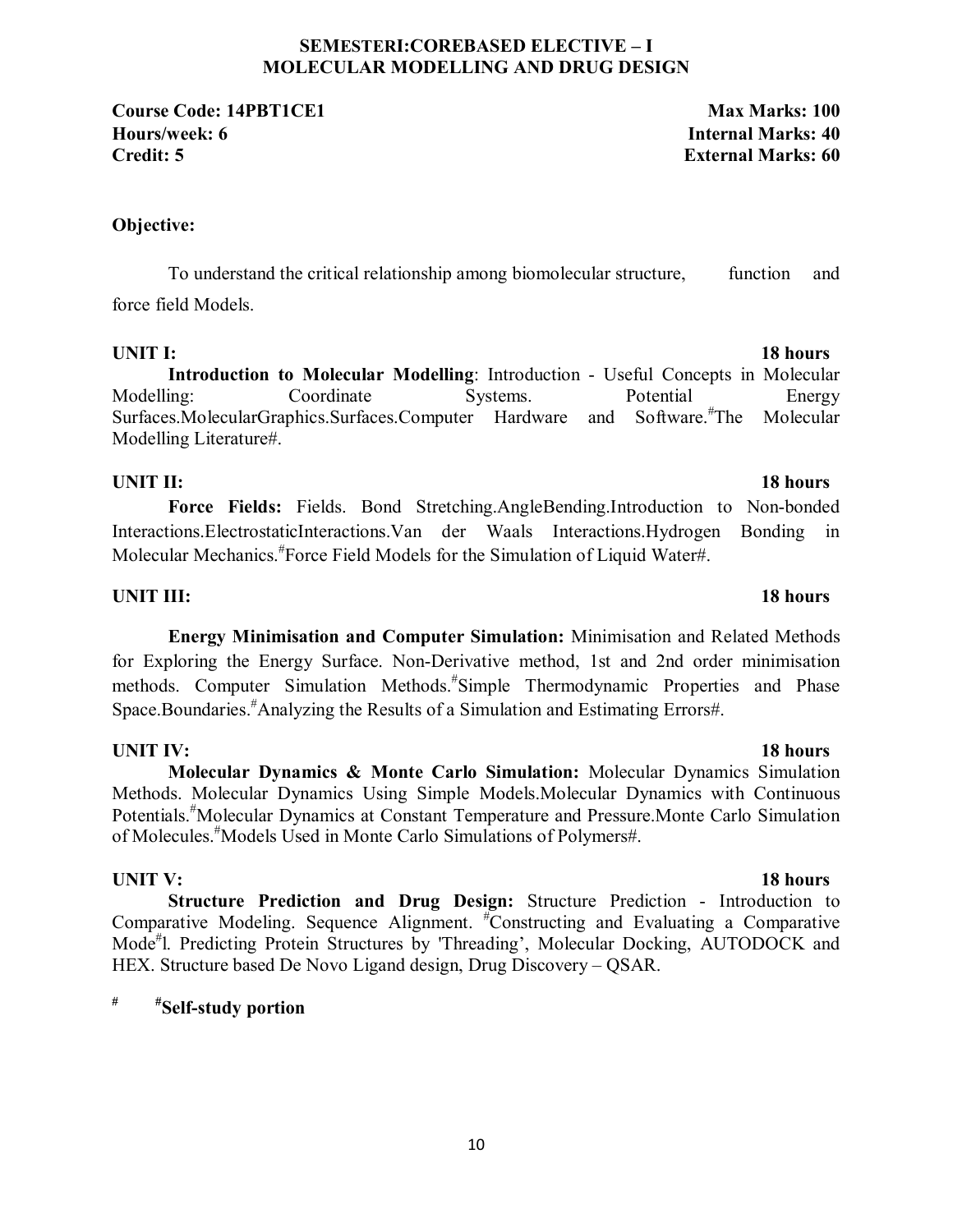## SEMESTERI:COREBASED ELECTIVE – I
## MOLECULAR MODELLING AND DRUG DESIGN

| | |
|---|---|
| **Course Code: 14PBT1CE1** | **Max Marks: 100** |
| **Hours/week: 6** | **Internal Marks: 40** |
| **Credit: 5** | **External Marks: 60** |

**Objective:**

To understand the critical relationship among biomolecular structure, function and force field Models.

**UNIT I:** **18 hours**

**Introduction to Molecular Modelling**: Introduction - Useful Concepts in Molecular Modelling: Coordinate Systems. Potential Energy Surfaces.MolecularGraphics.Surfaces.Computer Hardware and Software.#The Molecular Modelling Literature#.

**UNIT II:** **18 hours**

**Force Fields:** Fields. Bond Stretching.AngleBending.Introduction to Non-bonded Interactions.ElectrostaticInteractions.Van der Waals Interactions.Hydrogen Bonding in Molecular Mechanics.#Force Field Models for the Simulation of Liquid Water#.

**UNIT III:** **18 hours**

**Energy Minimisation and Computer Simulation:** Minimisation and Related Methods for Exploring the Energy Surface. Non-Derivative method, 1st and 2nd order minimisation methods. Computer Simulation Methods.#Simple Thermodynamic Properties and Phase Space.Boundaries.#Analyzing the Results of a Simulation and Estimating Errors#.

**UNIT IV:** **18 hours**

**Molecular Dynamics & Monte Carlo Simulation:** Molecular Dynamics Simulation Methods. Molecular Dynamics Using Simple Models.Molecular Dynamics with Continuous Potentials.#Molecular Dynamics at Constant Temperature and Pressure.Monte Carlo Simulation of Molecules.#Models Used in Monte Carlo Simulations of Polymers#.

**UNIT V:** **18 hours**

**Structure Prediction and Drug Design:** Structure Prediction - Introduction to Comparative Modeling. Sequence Alignment. #Constructing and Evaluating a Comparative Mode#l. Predicting Protein Structures by 'Threading', Molecular Docking, AUTODOCK and HEX. Structure based De Novo Ligand design, Drug Discovery – QSAR.

# **#Self-study portion**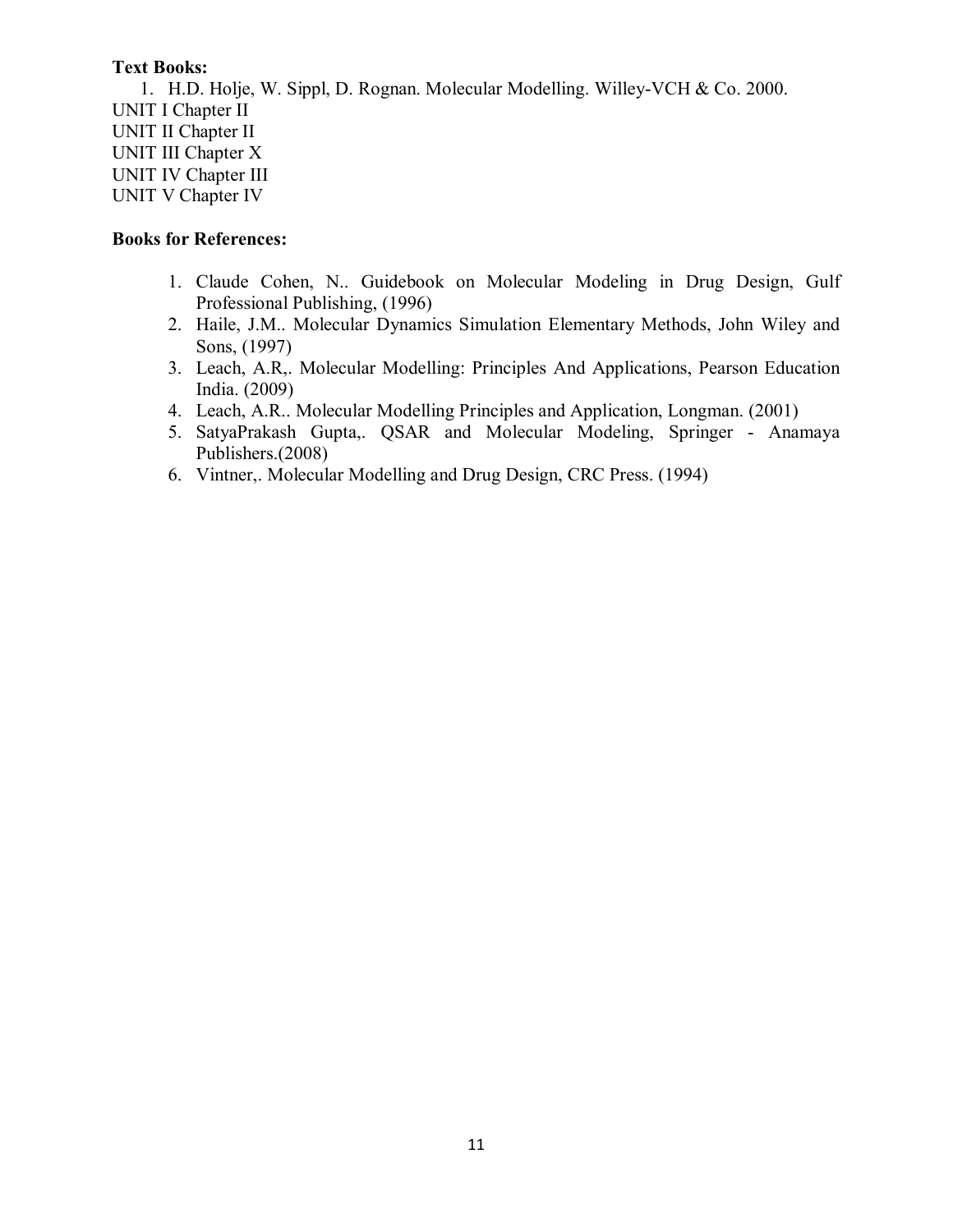**Text Books:**

1. H.D. Holje, W. Sippl, D. Rognan. Molecular Modelling. Willey-VCH & Co. 2000.

UNIT I Chapter II
UNIT II Chapter II
UNIT III Chapter X
UNIT IV Chapter III
UNIT V Chapter IV

**Books for References:**

1. Claude Cohen, N.. Guidebook on Molecular Modeling in Drug Design, Gulf Professional Publishing, (1996)
2. Haile, J.M.. Molecular Dynamics Simulation Elementary Methods, John Wiley and Sons, (1997)
3. Leach, A.R,. Molecular Modelling: Principles And Applications, Pearson Education India. (2009)
4. Leach, A.R.. Molecular Modelling Principles and Application, Longman. (2001)
5. SatyaPrakash Gupta,. QSAR and Molecular Modeling, Springer - Anamaya Publishers.(2008)
6. Vintner,. Molecular Modelling and Drug Design, CRC Press. (1994)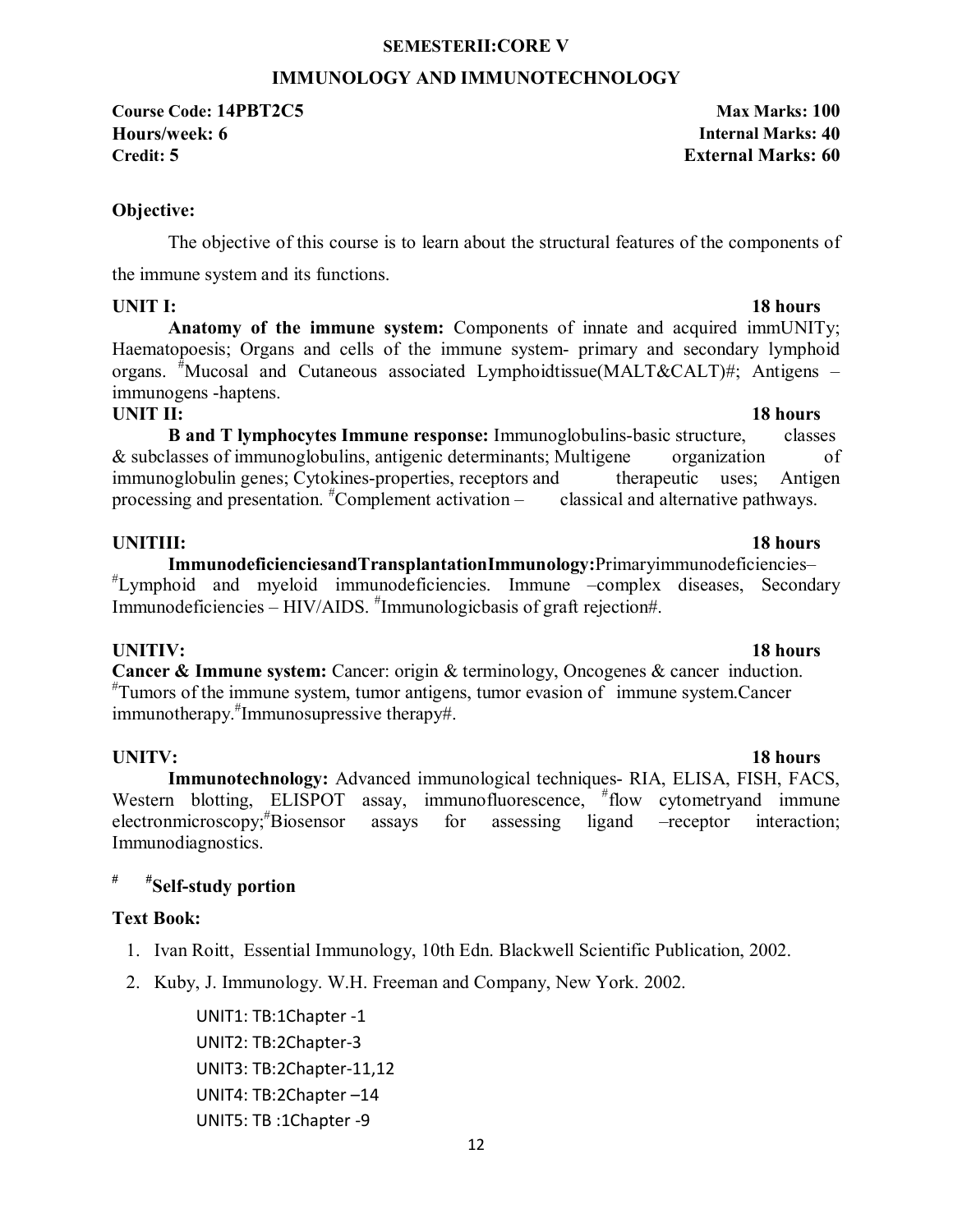**SEMESTERII:CORE V**

**IMMUNOLOGY AND IMMUNOTECHNOLOGY**

**Course Code: 14PBT2C5** **Max Marks: 100**
**Hours/week: 6** **Internal Marks: 40**
**Credit: 5** **External Marks: 60**

**Objective:**

The objective of this course is to learn about the structural features of the components of the immune system and its functions.

**UNIT I:** **18 hours**

**Anatomy of the immune system:** Components of innate and acquired immUNITy; Haematopoesis; Organs and cells of the immune system- primary and secondary lymphoid organs. #Mucosal and Cutaneous associated Lymphoidtissue(MALT&CALT)#; Antigens – immunogens -haptens.

**UNIT II:** **18 hours**

**B and T lymphocytes Immune response:** Immunoglobulins-basic structure, classes & subclasses of immunoglobulins, antigenic determinants; Multigene organization of immunoglobulin genes; Cytokines-properties, receptors and therapeutic uses; Antigen processing and presentation. #Complement activation – classical and alternative pathways.

**UNITIII:** **18 hours**

**ImmunodeficienciesandTransplantationImmunology:**Primaryimmunodeficiencies– #Lymphoid and myeloid immunodeficiencies. Immune –complex diseases, Secondary Immunodeficiencies – HIV/AIDS. #Immunologicbasis of graft rejection#.

**UNITIV:** **18 hours**

**Cancer & Immune system:** Cancer: origin & terminology, Oncogenes & cancer induction. #Tumors of the immune system, tumor antigens, tumor evasion of immune system.Cancer immunotherapy.#Immunosupressive therapy#.

**UNITV:** **18 hours**

**Immunotechnology:** Advanced immunological techniques- RIA, ELISA, FISH, FACS, Western blotting, ELISPOT assay, immunofluorescence, #flow cytometryand immune electronmicroscopy;#Biosensor assays for assessing ligand –receptor interaction; Immunodiagnostics.

# #**Self-study portion**

**Text Book:**

1. Ivan Roitt, Essential Immunology, 10th Edn. Blackwell Scientific Publication, 2002.
2. Kuby, J. Immunology. W.H. Freeman and Company, New York. 2002.

UNIT1: TB:1Chapter -1
UNIT2: TB:2Chapter-3
UNIT3: TB:2Chapter-11,12
UNIT4: TB:2Chapter –14
UNIT5: TB :1Chapter -9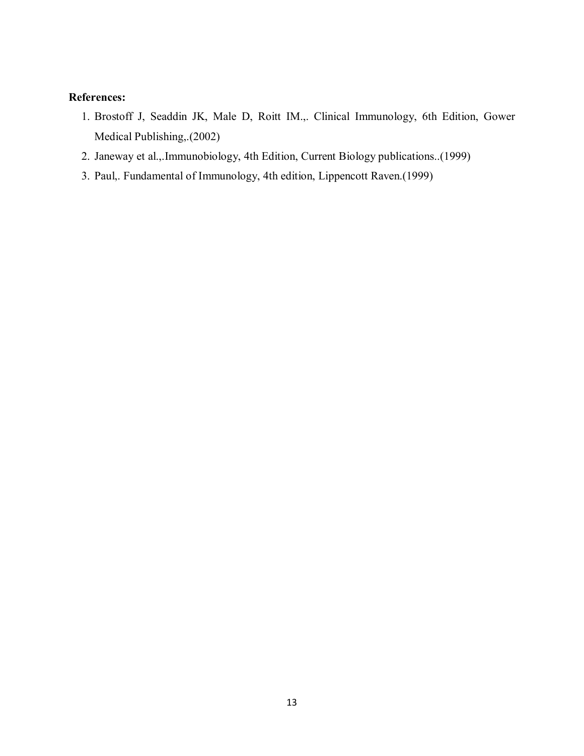**References:**

1. Brostoff J, Seaddin JK, Male D, Roitt IM.,. Clinical Immunology, 6th Edition, Gower Medical Publishing,.(2002)
2. Janeway et al.,.Immunobiology, 4th Edition, Current Biology publications..(1999)
3. Paul,. Fundamental of Immunology, 4th edition, Lippencott Raven.(1999)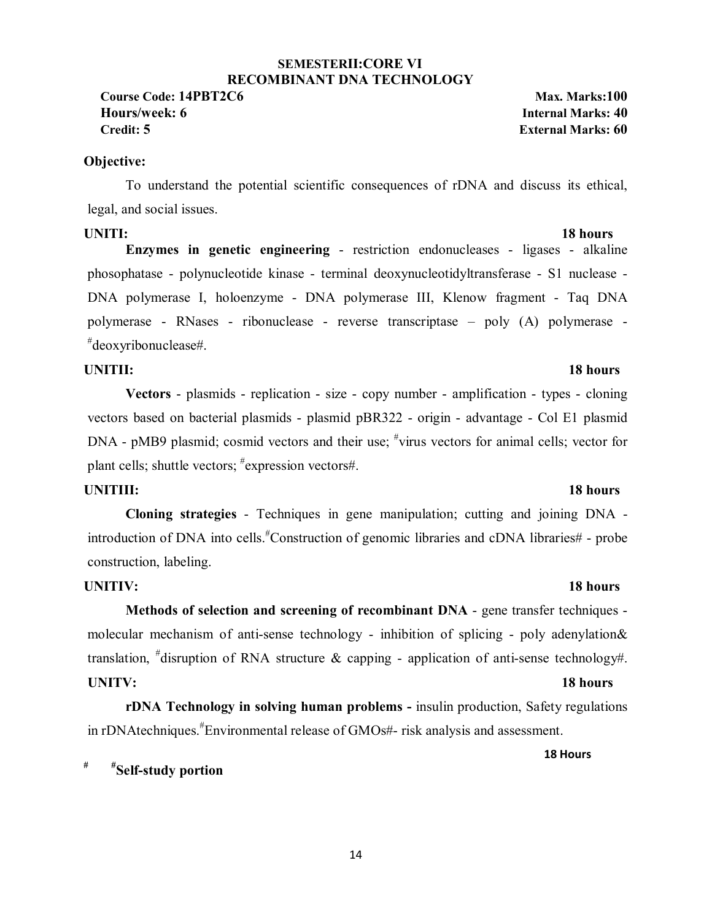## SEMESTERII:CORE VI
## RECOMBINANT DNA TECHNOLOGY

**Course Code: 14PBT2C6** **Max. Marks:100**
**Hours/week: 6** **Internal Marks: 40**
**Credit: 5** **External Marks: 60**

**Objective:**

To understand the potential scientific consequences of rDNA and discuss its ethical, legal, and social issues.

**UNITI:** **18 hours**

**Enzymes in genetic engineering** - restriction endonucleases - ligases - alkaline phosophatase - polynucleotide kinase - terminal deoxynucleotidyltransferase - S1 nuclease - DNA polymerase I, holoenzyme - DNA polymerase III, Klenow fragment - Taq DNA polymerase - RNases - ribonuclease - reverse transcriptase – poly (A) polymerase - #deoxyribonuclease#.

**UNITII:** **18 hours**

**Vectors** - plasmids - replication - size - copy number - amplification - types - cloning vectors based on bacterial plasmids - plasmid pBR322 - origin - advantage - Col E1 plasmid DNA - pMB9 plasmid; cosmid vectors and their use; #virus vectors for animal cells; vector for plant cells; shuttle vectors; #expression vectors#.

**UNITIII:** **18 hours**

**Cloning strategies** - Techniques in gene manipulation; cutting and joining DNA - introduction of DNA into cells.#Construction of genomic libraries and cDNA libraries# - probe construction, labeling.

**UNITIV:** **18 hours**

**Methods of selection and screening of recombinant DNA** - gene transfer techniques - molecular mechanism of anti-sense technology - inhibition of splicing - poly adenylation& translation, #disruption of RNA structure & capping - application of anti-sense technology#.

**UNITV:** **18 hours**

**rDNA Technology in solving human problems -** insulin production, Safety regulations in rDNAtechniques.#Environmental release of GMOs#- risk analysis and assessment.

**18 Hours**

# **#Self-study portion**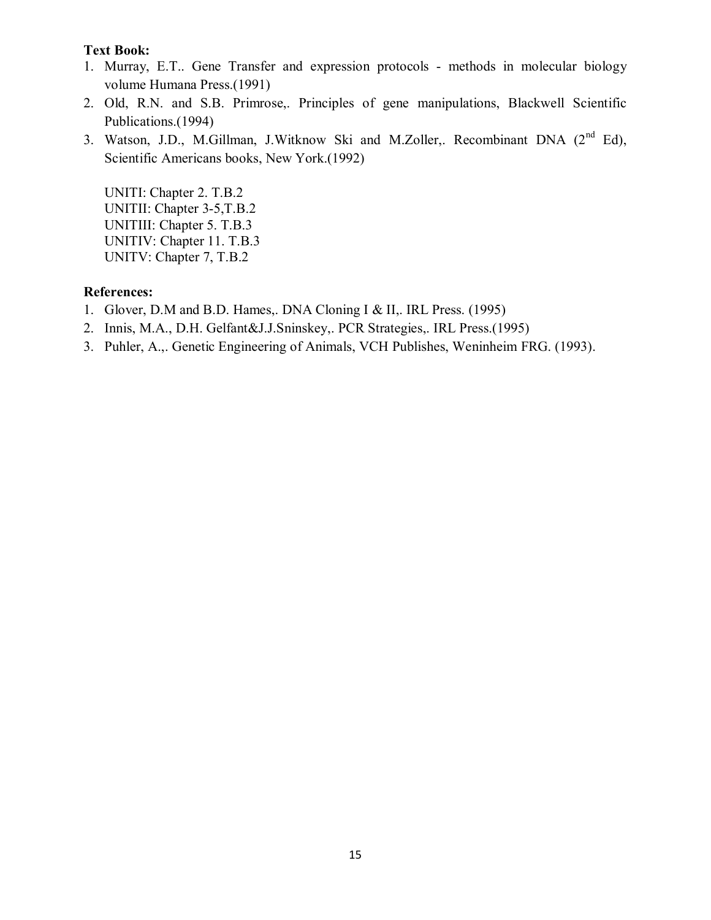**Text Book:**

1. Murray, E.T.. Gene Transfer and expression protocols - methods in molecular biology volume Humana Press.(1991)
2. Old, R.N. and S.B. Primrose,. Principles of gene manipulations, Blackwell Scientific Publications.(1994)
3. Watson, J.D., M.Gillman, J.Witknow Ski and M.Zoller,. Recombinant DNA (2nd Ed), Scientific Americans books, New York.(1992)

UNITI: Chapter 2. T.B.2
UNITII: Chapter 3-5,T.B.2
UNITIII: Chapter 5. T.B.3
UNITIV: Chapter 11. T.B.3
UNITV: Chapter 7, T.B.2

**References:**

1. Glover, D.M and B.D. Hames,. DNA Cloning I & II,. IRL Press. (1995)
2. Innis, M.A., D.H. Gelfant&J.J.Sninskey,. PCR Strategies,. IRL Press.(1995)
3. Puhler, A.,. Genetic Engineering of Animals, VCH Publishes, Weninheim FRG. (1993).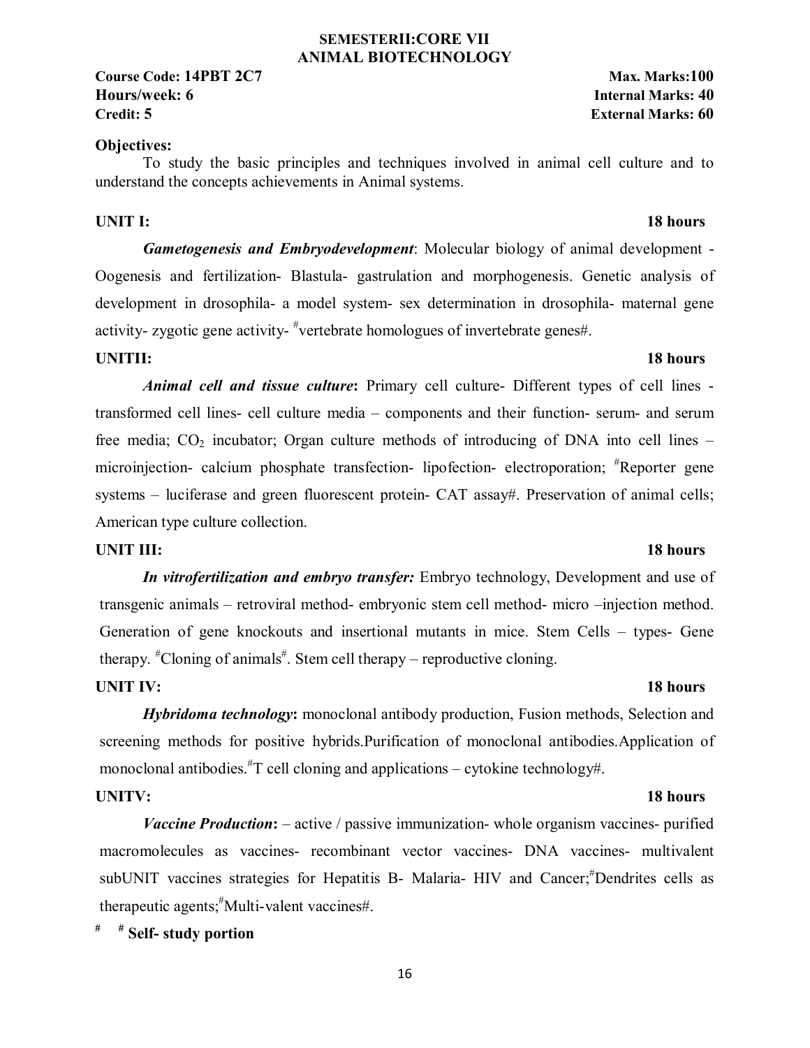## SEMESTERII:CORE VII
## ANIMAL BIOTECHNOLOGY

**Course Code: 14PBT 2C7** **Max. Marks:100**
**Hours/week: 6** **Internal Marks: 40**
**Credit: 5** **External Marks: 60**

**Objectives:**

To study the basic principles and techniques involved in animal cell culture and to understand the concepts achievements in Animal systems.

**UNIT I:** **18 hours**

***Gametogenesis and Embryodevelopment***: Molecular biology of animal development - Oogenesis and fertilization- Blastula- gastrulation and morphogenesis. Genetic analysis of development in drosophila- a model system- sex determination in drosophila- maternal gene activity- zygotic gene activity- #vertebrate homologues of invertebrate genes#.

**UNITII:** **18 hours**

***Animal cell and tissue culture***: Primary cell culture- Different types of cell lines - transformed cell lines- cell culture media – components and their function- serum- and serum free media; $CO_2$ incubator; Organ culture methods of introducing of DNA into cell lines – microinjection- calcium phosphate transfection- lipofection- electroporation; #Reporter gene systems – luciferase and green fluorescent protein- CAT assay#. Preservation of animal cells; American type culture collection.

**UNIT III:** **18 hours**

***In vitrofertilization and embryo transfer:*** Embryo technology, Development and use of transgenic animals – retroviral method- embryonic stem cell method- micro –injection method. Generation of gene knockouts and insertional mutants in mice. Stem Cells – types- Gene therapy. #Cloning of animals#. Stem cell therapy – reproductive cloning.

**UNIT IV:** **18 hours**

***Hybridoma technology***: monoclonal antibody production, Fusion methods, Selection and screening methods for positive hybrids.Purification of monoclonal antibodies.Application of monoclonal antibodies.#T cell cloning and applications – cytokine technology#.

**UNITV:** **18 hours**

***Vaccine Production***: – active / passive immunization- whole organism vaccines- purified macromolecules as vaccines- recombinant vector vaccines- DNA vaccines- multivalent subUNIT vaccines strategies for Hepatitis B- Malaria- HIV and Cancer;#Dendrites cells as therapeutic agents;#Multi-valent vaccines#.

**# # Self- study portion**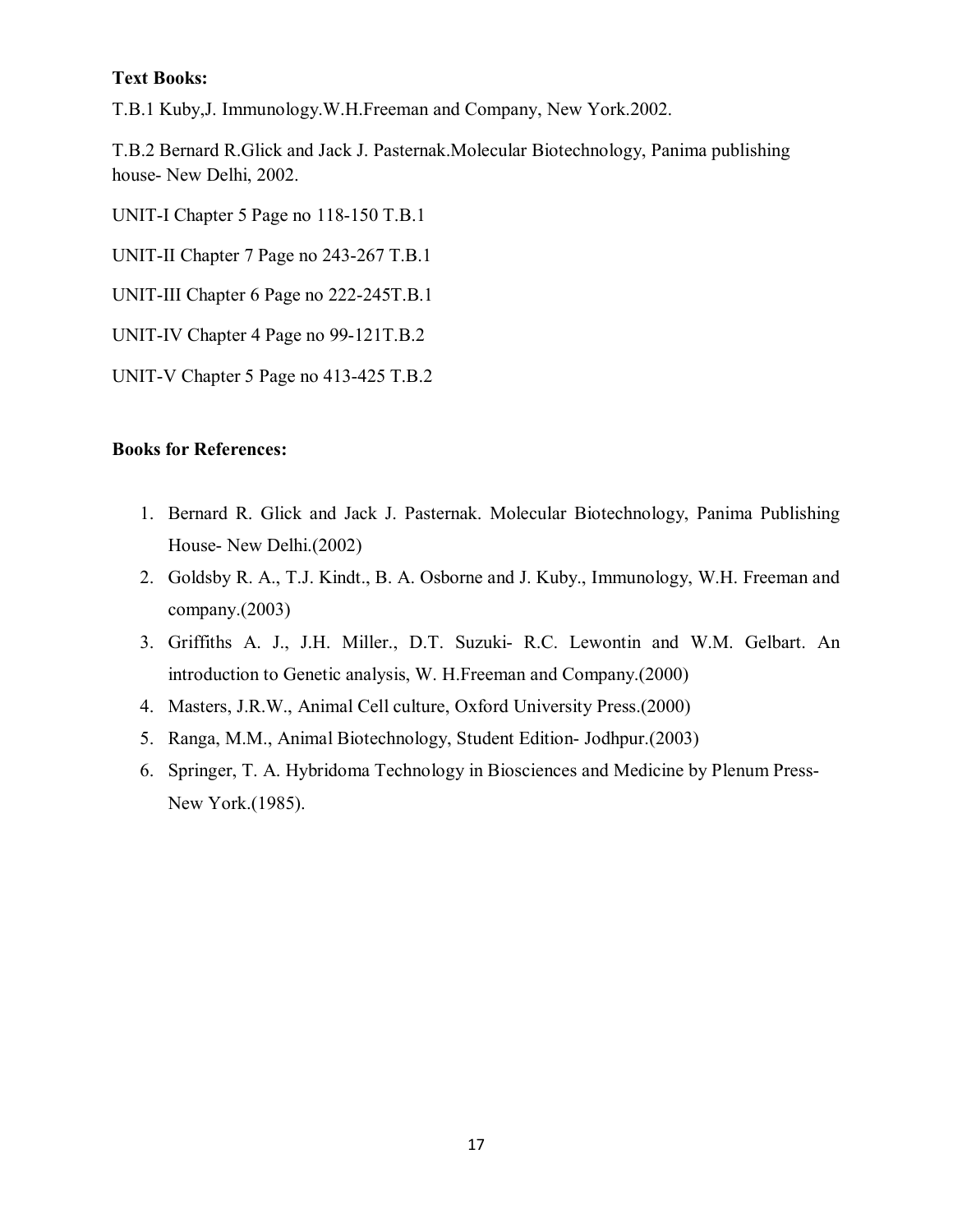**Text Books:**

T.B.1 Kuby,J. Immunology.W.H.Freeman and Company, New York.2002.

T.B.2 Bernard R.Glick and Jack J. Pasternak.Molecular Biotechnology, Panima publishing house- New Delhi, 2002.

UNIT-I Chapter 5 Page no 118-150 T.B.1

UNIT-II Chapter 7 Page no 243-267 T.B.1

UNIT-III Chapter 6 Page no 222-245T.B.1

UNIT-IV Chapter 4 Page no 99-121T.B.2

UNIT-V Chapter 5 Page no 413-425 T.B.2

**Books for References:**

1. Bernard R. Glick and Jack J. Pasternak. Molecular Biotechnology, Panima Publishing House- New Delhi.(2002)
2. Goldsby R. A., T.J. Kindt., B. A. Osborne and J. Kuby., Immunology, W.H. Freeman and company.(2003)
3. Griffiths A. J., J.H. Miller., D.T. Suzuki- R.C. Lewontin and W.M. Gelbart. An introduction to Genetic analysis, W. H.Freeman and Company.(2000)
4. Masters, J.R.W., Animal Cell culture, Oxford University Press.(2000)
5. Ranga, M.M., Animal Biotechnology, Student Edition- Jodhpur.(2003)
6. Springer, T. A. Hybridoma Technology in Biosciences and Medicine by Plenum Press- New York.(1985).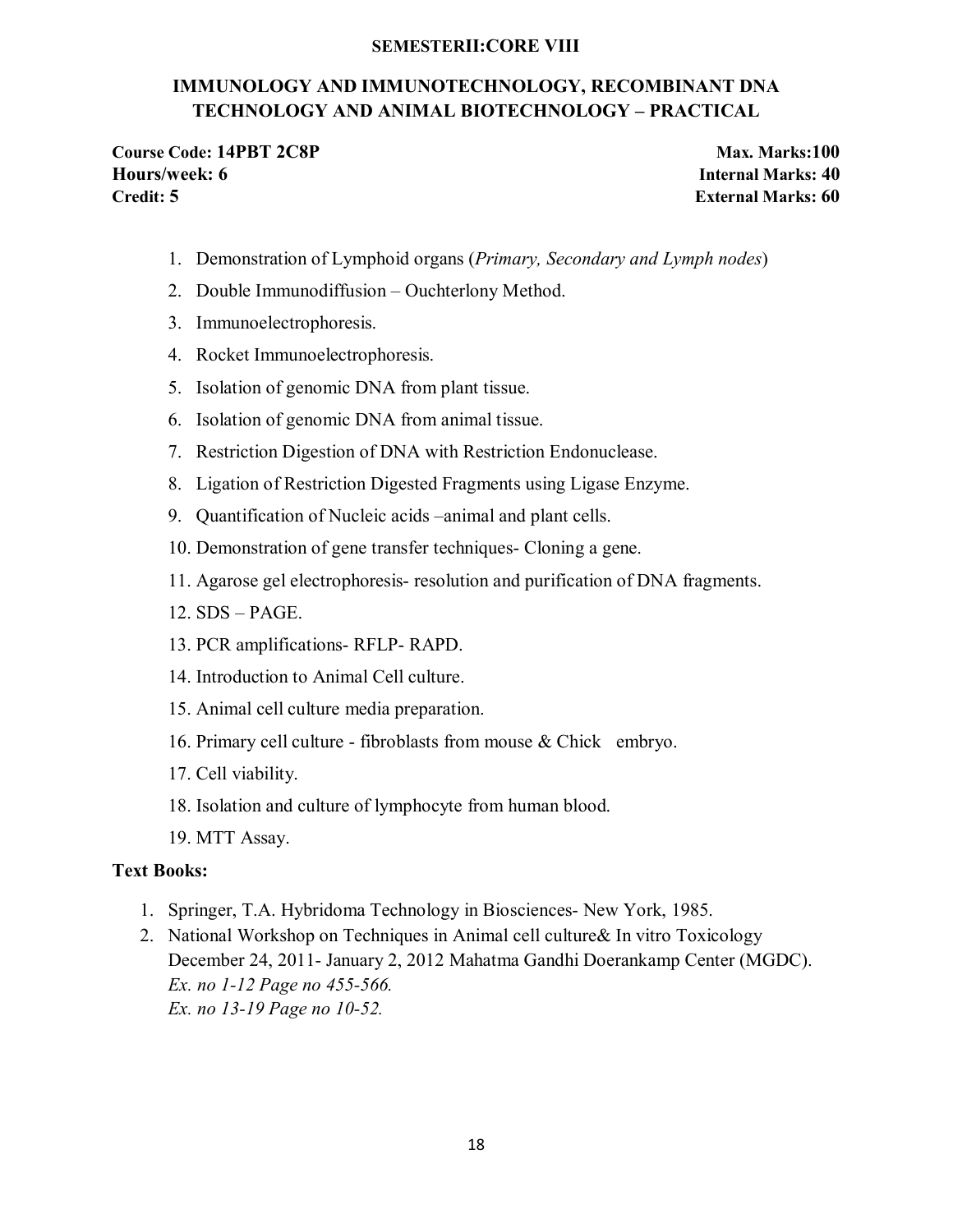**SEMESTERII:CORE VIII**

## IMMUNOLOGY AND IMMUNOTECHNOLOGY, RECOMBINANT DNA TECHNOLOGY AND ANIMAL BIOTECHNOLOGY – PRACTICAL

**Course Code: 14PBT 2C8P** **Max. Marks:100**
**Hours/week: 6** **Internal Marks: 40**
**Credit: 5** **External Marks: 60**

1. Demonstration of Lymphoid organs (*Primary, Secondary and Lymph nodes*)
2. Double Immunodiffusion – Ouchterlony Method.
3. Immunoelectrophoresis.
4. Rocket Immunoelectrophoresis.
5. Isolation of genomic DNA from plant tissue.
6. Isolation of genomic DNA from animal tissue.
7. Restriction Digestion of DNA with Restriction Endonuclease.
8. Ligation of Restriction Digested Fragments using Ligase Enzyme.
9. Quantification of Nucleic acids –animal and plant cells.
10. Demonstration of gene transfer techniques- Cloning a gene.
11. Agarose gel electrophoresis- resolution and purification of DNA fragments.
12. SDS – PAGE.
13. PCR amplifications- RFLP- RAPD.
14. Introduction to Animal Cell culture.
15. Animal cell culture media preparation.
16. Primary cell culture - fibroblasts from mouse & Chick embryo.
17. Cell viability.
18. Isolation and culture of lymphocyte from human blood.
19. MTT Assay.

**Text Books:**

1. Springer, T.A. Hybridoma Technology in Biosciences- New York, 1985.
2. National Workshop on Techniques in Animal cell culture& In vitro Toxicology December 24, 2011- January 2, 2012 Mahatma Gandhi Doerankamp Center (MGDC).
   *Ex. no 1-12 Page no 455-566.*
   *Ex. no 13-19 Page no 10-52.*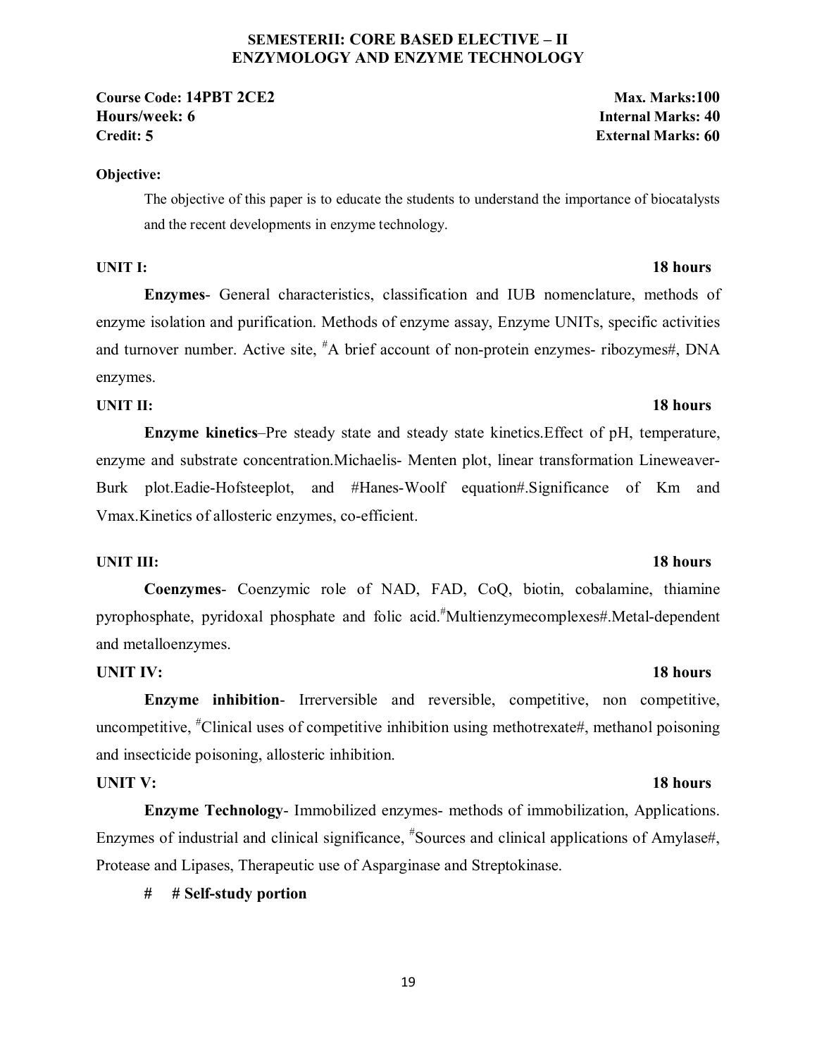## SEMESTERII: CORE BASED ELECTIVE – II
## ENZYMOLOGY AND ENZYME TECHNOLOGY

**Course Code: 14PBT 2CE2** **Max. Marks:100**
**Hours/week: 6** **Internal Marks: 40**
**Credit: 5** **External Marks: 60**

**Objective:**

The objective of this paper is to educate the students to understand the importance of biocatalysts and the recent developments in enzyme technology.

**UNIT I:** **18 hours**

**Enzymes**- General characteristics, classification and IUB nomenclature, methods of enzyme isolation and purification. Methods of enzyme assay, Enzyme UNITs, specific activities and turnover number. Active site, #A brief account of non-protein enzymes- ribozymes#, DNA enzymes.

**UNIT II:** **18 hours**

**Enzyme kinetics**–Pre steady state and steady state kinetics.Effect of pH, temperature, enzyme and substrate concentration.Michaelis- Menten plot, linear transformation Lineweaver-Burk plot.Eadie-Hofsteeplot, and #Hanes-Woolf equation#.Significance of Km and Vmax.Kinetics of allosteric enzymes, co-efficient.

**UNIT III:** **18 hours**

**Coenzymes**- Coenzymic role of NAD, FAD, CoQ, biotin, cobalamine, thiamine pyrophosphate, pyridoxal phosphate and folic acid.#Multienzymecomplexes#.Metal-dependent and metalloenzymes.

**UNIT IV:** **18 hours**

**Enzyme inhibition**- Irrerversible and reversible, competitive, non competitive, uncompetitive, #Clinical uses of competitive inhibition using methotrexate#, methanol poisoning and insecticide poisoning, allosteric inhibition.

**UNIT V:** **18 hours**

**Enzyme Technology**- Immobilized enzymes- methods of immobilization, Applications. Enzymes of industrial and clinical significance, #Sources and clinical applications of Amylase#, Protease and Lipases, Therapeutic use of Asparginase and Streptokinase.

**# # Self-study portion**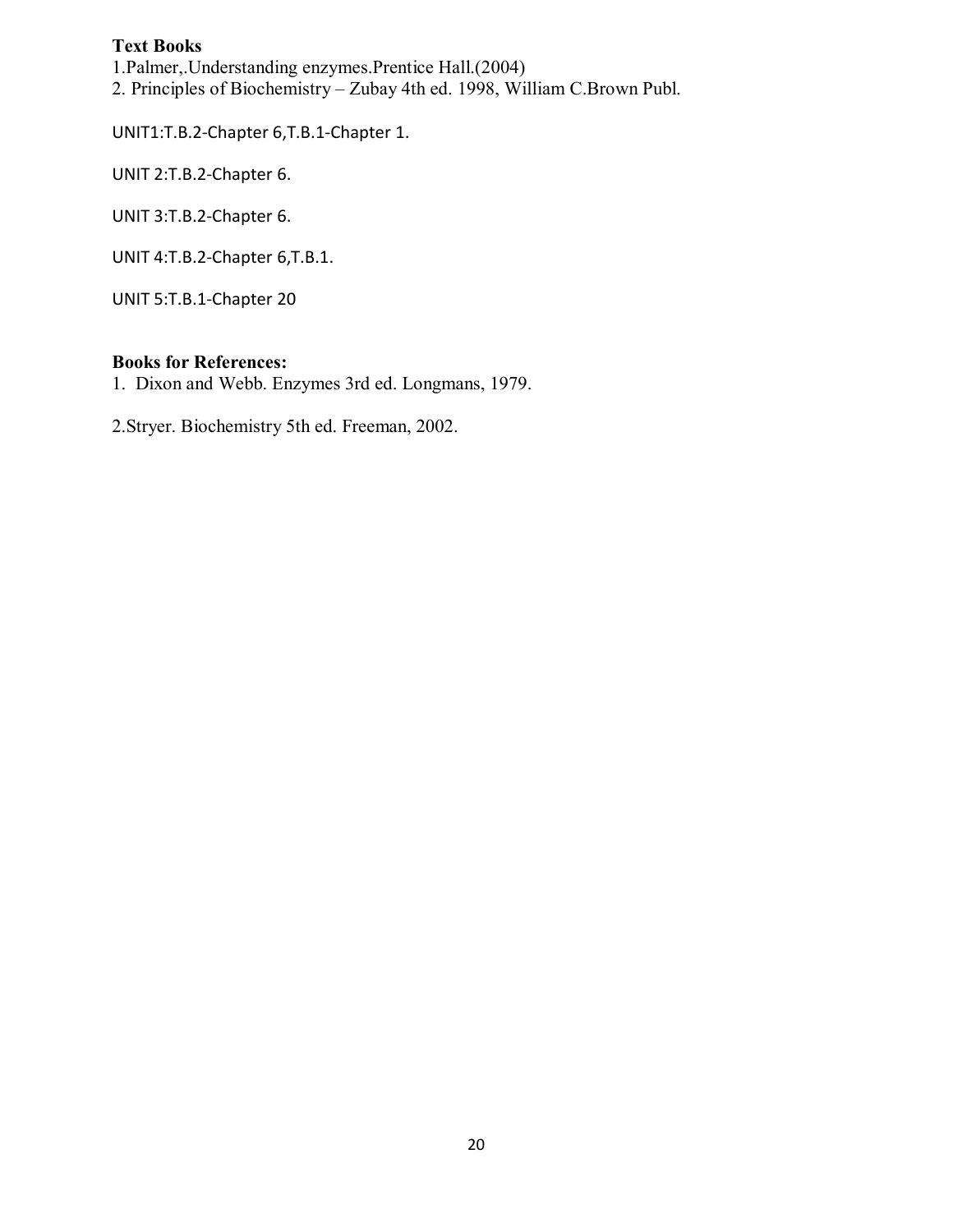**Text Books**

1.Palmer,.Understanding enzymes.Prentice Hall.(2004)

2. Principles of Biochemistry – Zubay 4th ed. 1998, William C.Brown Publ.

UNIT1:T.B.2-Chapter 6,T.B.1-Chapter 1.

UNIT 2:T.B.2-Chapter 6.

UNIT 3:T.B.2-Chapter 6.

UNIT 4:T.B.2-Chapter 6,T.B.1.

UNIT 5:T.B.1-Chapter 20

**Books for References:**

1. Dixon and Webb. Enzymes 3rd ed. Longmans, 1979.

2.Stryer. Biochemistry 5th ed. Freeman, 2002.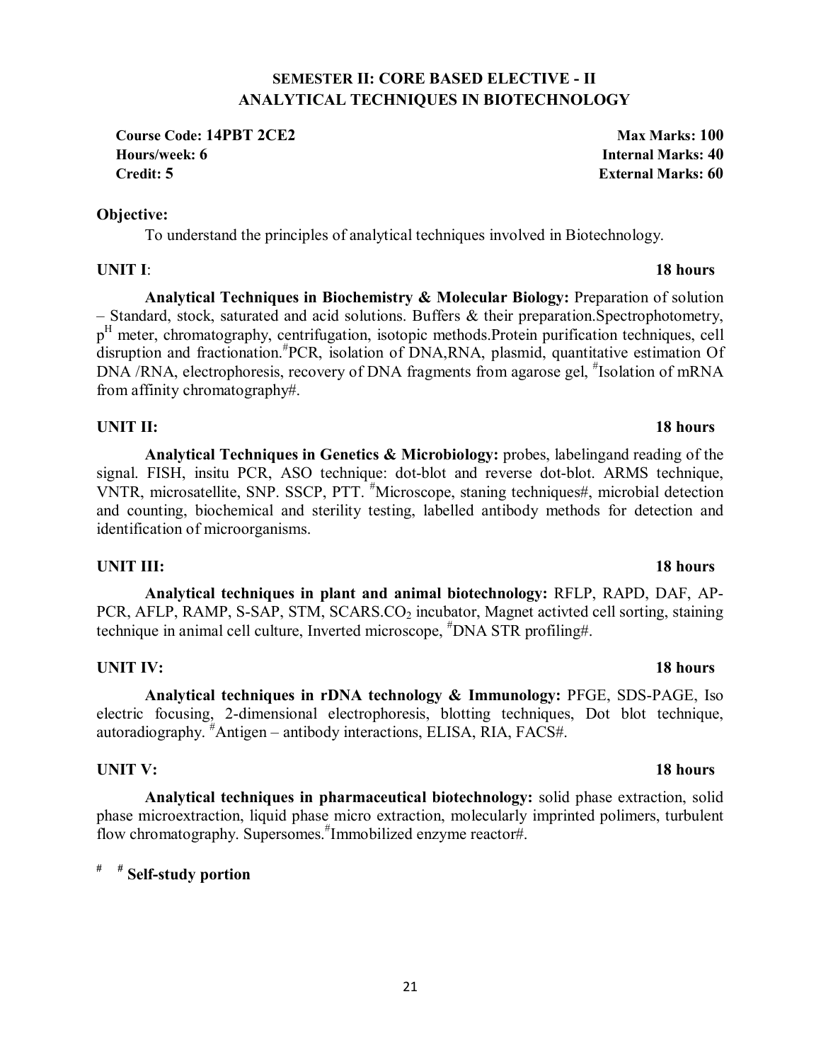## SEMESTER II: CORE BASED ELECTIVE - II
## ANALYTICAL TECHNIQUES IN BIOTECHNOLOGY

| | |
|---|---|
| **Course Code: 14PBT 2CE2** | **Max Marks: 100** |
| **Hours/week: 6** | **Internal Marks: 40** |
| **Credit: 5** | **External Marks: 60** |

**Objective:**

To understand the principles of analytical techniques involved in Biotechnology.

**UNIT I**: **18 hours**

**Analytical Techniques in Biochemistry & Molecular Biology:** Preparation of solution – Standard, stock, saturated and acid solutions. Buffers & their preparation.Spectrophotometry, $p^H$ meter, chromatography, centrifugation, isotopic methods.Protein purification techniques, cell disruption and fractionation.#PCR, isolation of DNA,RNA, plasmid, quantitative estimation Of DNA /RNA, electrophoresis, recovery of DNA fragments from agarose gel, #Isolation of mRNA from affinity chromatography#.

**UNIT II: 18 hours**

**Analytical Techniques in Genetics & Microbiology:** probes, labelingand reading of the signal. FISH, insitu PCR, ASO technique: dot-blot and reverse dot-blot. ARMS technique, VNTR, microsatellite, SNP. SSCP, PTT. #Microscope, staning techniques#, microbial detection and counting, biochemical and sterility testing, labelled antibody methods for detection and identification of microorganisms.

**UNIT III: 18 hours**

**Analytical techniques in plant and animal biotechnology:** RFLP, RAPD, DAF, AP-PCR, AFLP, RAMP, S-SAP, STM, SCARS.$CO_2$ incubator, Magnet activted cell sorting, staining technique in animal cell culture, Inverted microscope, #DNA STR profiling#.

**UNIT IV: 18 hours**

**Analytical techniques in rDNA technology & Immunology:** PFGE, SDS-PAGE, Iso electric focusing, 2-dimensional electrophoresis, blotting techniques, Dot blot technique, autoradiography. #Antigen – antibody interactions, ELISA, RIA, FACS#.

**UNIT V: 18 hours**

**Analytical techniques in pharmaceutical biotechnology:** solid phase extraction, solid phase microextraction, liquid phase micro extraction, molecularly imprinted polimers, turbulent flow chromatography. Supersomes.#Immobilized enzyme reactor#.

**# # Self-study portion**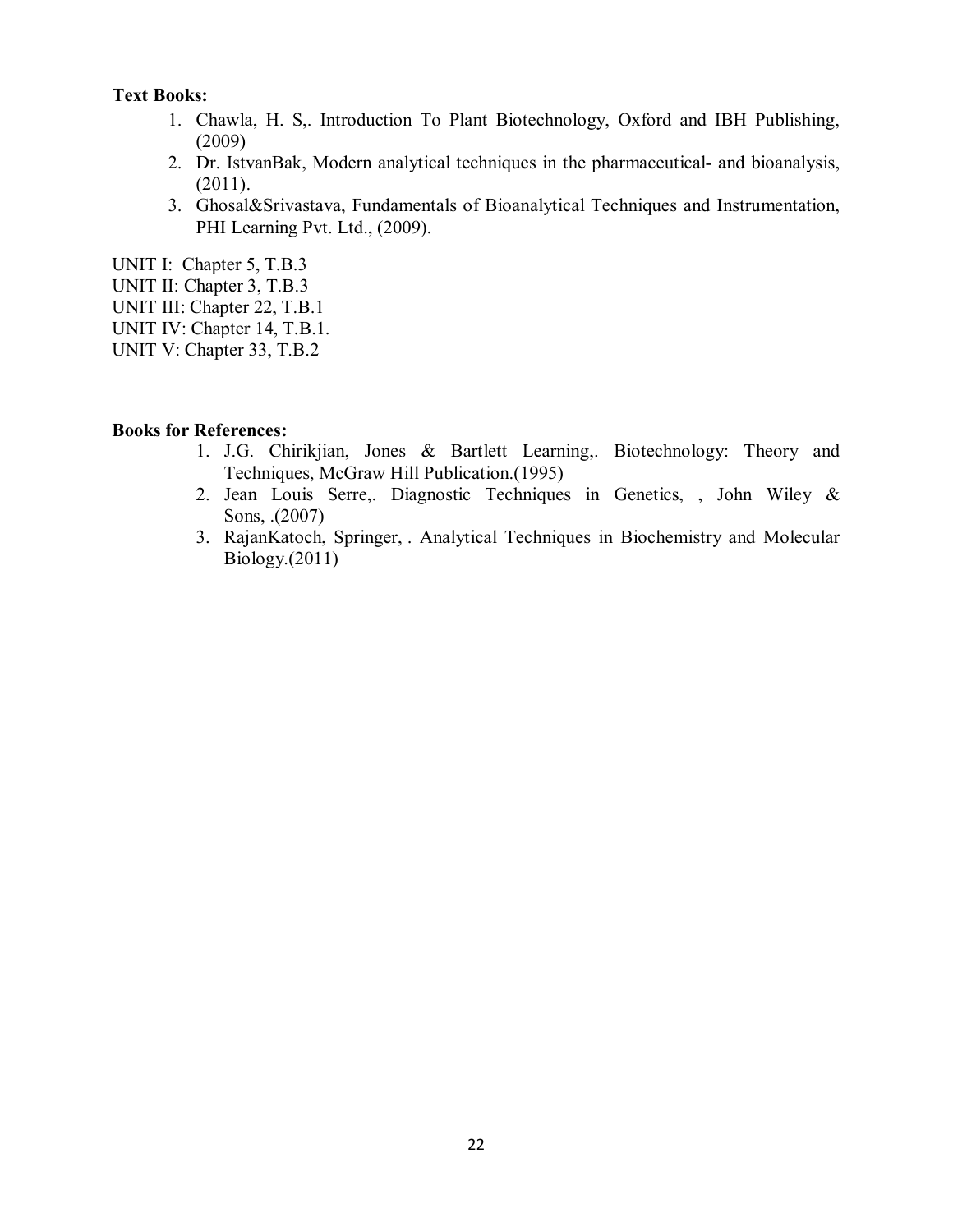**Text Books:**

1. Chawla, H. S,. Introduction To Plant Biotechnology, Oxford and IBH Publishing, (2009)
2. Dr. IstvanBak, Modern analytical techniques in the pharmaceutical- and bioanalysis, (2011).
3. Ghosal&Srivastava, Fundamentals of Bioanalytical Techniques and Instrumentation, PHI Learning Pvt. Ltd., (2009).

UNIT I: Chapter 5, T.B.3
UNIT II: Chapter 3, T.B.3
UNIT III: Chapter 22, T.B.1
UNIT IV: Chapter 14, T.B.1.
UNIT V: Chapter 33, T.B.2

**Books for References:**

1. J.G. Chirikjian, Jones & Bartlett Learning,. Biotechnology: Theory and Techniques, McGraw Hill Publication.(1995)
2. Jean Louis Serre,. Diagnostic Techniques in Genetics, , John Wiley & Sons, .(2007)
3. RajanKatoch, Springer, . Analytical Techniques in Biochemistry and Molecular Biology.(2011)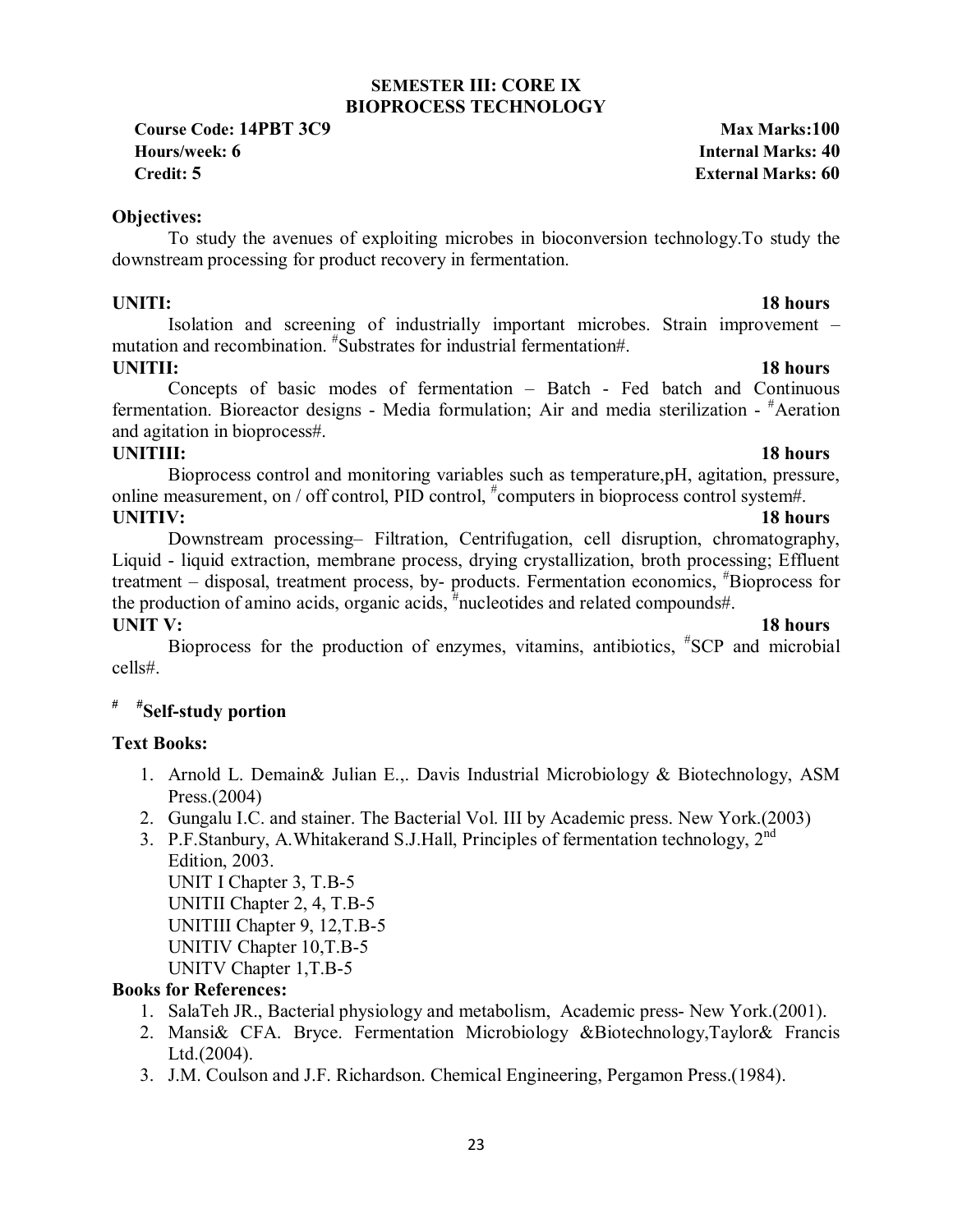## SEMESTER III: CORE IX
## BIOPROCESS TECHNOLOGY

**Course Code: 14PBT 3C9** | **Max Marks:100**
**Hours/week: 6** | **Internal Marks: 40**
**Credit: 5** | **External Marks: 60**

**Objectives:**

To study the avenues of exploiting microbes in bioconversion technology.To study the downstream processing for product recovery in fermentation.

**UNITI:** **18 hours**

Isolation and screening of industrially important microbes. Strain improvement – mutation and recombination. #Substrates for industrial fermentation#.

**UNITII:** **18 hours**

Concepts of basic modes of fermentation – Batch - Fed batch and Continuous fermentation. Bioreactor designs - Media formulation; Air and media sterilization - #Aeration and agitation in bioprocess#.

**UNITIII:** **18 hours**

Bioprocess control and monitoring variables such as temperature,pH, agitation, pressure, online measurement, on / off control, PID control, #computers in bioprocess control system#.

**UNITIV:** **18 hours**

Downstream processing– Filtration, Centrifugation, cell disruption, chromatography, Liquid - liquid extraction, membrane process, drying crystallization, broth processing; Effluent treatment – disposal, treatment process, by- products. Fermentation economics, #Bioprocess for the production of amino acids, organic acids, #nucleotides and related compounds#.

**UNIT V:** **18 hours**

Bioprocess for the production of enzymes, vitamins, antibiotics, #SCP and microbial cells#.

**# #Self-study portion**

**Text Books:**

1. Arnold L. Demain& Julian E.,. Davis Industrial Microbiology & Biotechnology, ASM Press.(2004)
2. Gungalu I.C. and stainer. The Bacterial Vol. III by Academic press. New York.(2003)
3. P.F.Stanbury, A.Whitakerand S.J.Hall, Principles of fermentation technology, 2nd Edition, 2003.
   UNIT I Chapter 3, T.B-5
   UNITII Chapter 2, 4, T.B-5
   UNITIII Chapter 9, 12,T.B-5
   UNITIV Chapter 10,T.B-5
   UNITV Chapter 1,T.B-5

**Books for References:**

1. SalaTeh JR., Bacterial physiology and metabolism, Academic press- New York.(2001).
2. Mansi& CFA. Bryce. Fermentation Microbiology &Biotechnology,Taylor& Francis Ltd.(2004).
3. J.M. Coulson and J.F. Richardson. Chemical Engineering, Pergamon Press.(1984).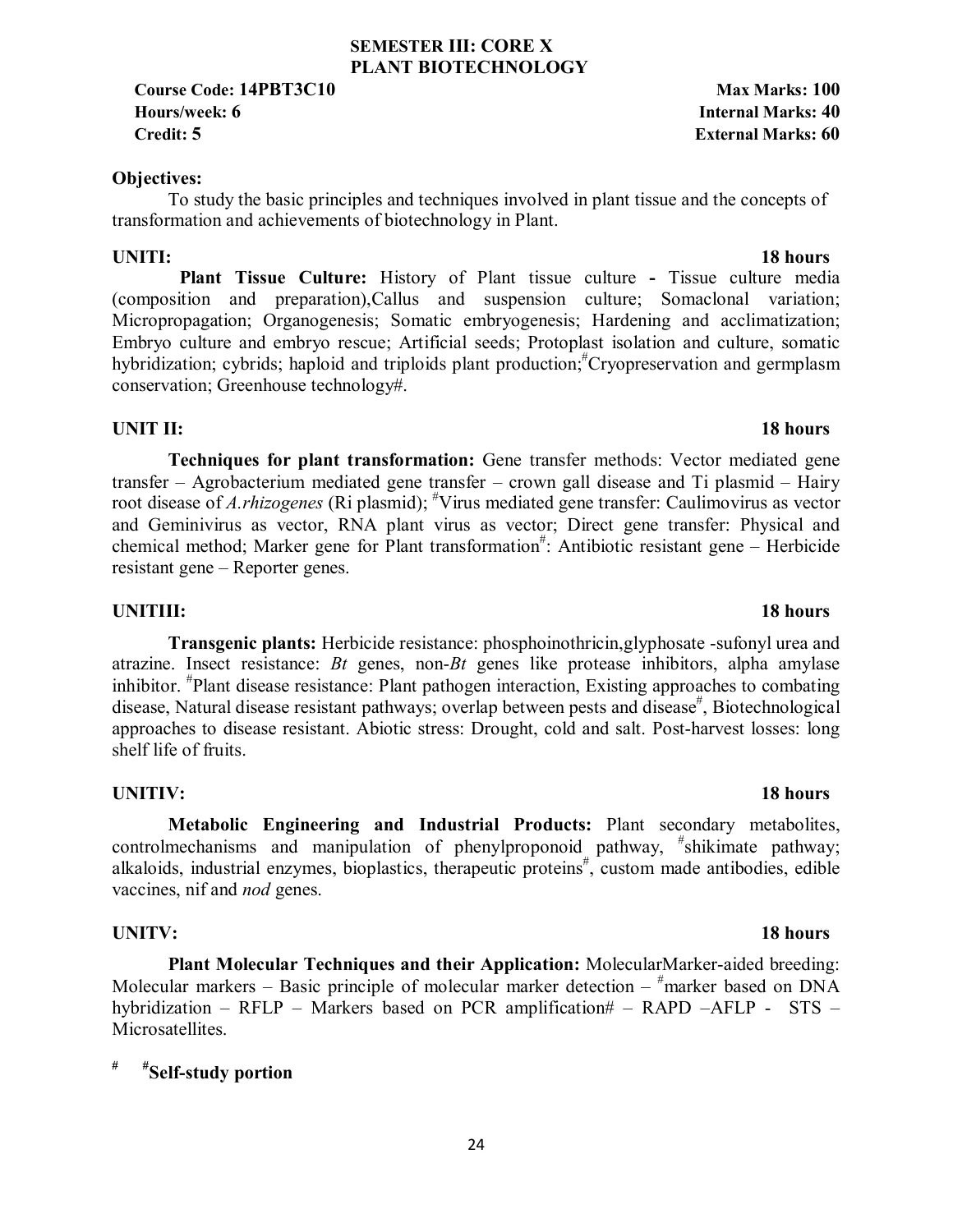## SEMESTER III: CORE X
## PLANT BIOTECHNOLOGY

**Course Code: 14PBT3C10** **Max Marks: 100**
**Hours/week: 6** **Internal Marks: 40**
**Credit: 5** **External Marks: 60**

**Objectives:**

To study the basic principles and techniques involved in plant tissue and the concepts of transformation and achievements of biotechnology in Plant.

**UNITI:** **18 hours**

**Plant Tissue Culture:** History of Plant tissue culture **-** Tissue culture media (composition and preparation),Callus and suspension culture; Somaclonal variation; Micropropagation; Organogenesis; Somatic embryogenesis; Hardening and acclimatization; Embryo culture and embryo rescue; Artificial seeds; Protoplast isolation and culture, somatic hybridization; cybrids; haploid and triploids plant production;#Cryopreservation and germplasm conservation; Greenhouse technology#.

**UNIT II:** **18 hours**

**Techniques for plant transformation:** Gene transfer methods: Vector mediated gene transfer – Agrobacterium mediated gene transfer – crown gall disease and Ti plasmid – Hairy root disease of *A.rhizogenes* (Ri plasmid); #Virus mediated gene transfer: Caulimovirus as vector and Geminivirus as vector, RNA plant virus as vector; Direct gene transfer: Physical and chemical method; Marker gene for Plant transformation#: Antibiotic resistant gene – Herbicide resistant gene – Reporter genes.

**UNITIII:** **18 hours**

**Transgenic plants:** Herbicide resistance: phosphoinothricin,glyphosate -sufonyl urea and atrazine. Insect resistance: *Bt* genes, non-*Bt* genes like protease inhibitors, alpha amylase inhibitor. #Plant disease resistance: Plant pathogen interaction, Existing approaches to combating disease, Natural disease resistant pathways; overlap between pests and disease#, Biotechnological approaches to disease resistant. Abiotic stress: Drought, cold and salt. Post-harvest losses: long shelf life of fruits.

**UNITIV:** **18 hours**

**Metabolic Engineering and Industrial Products:** Plant secondary metabolites, controlmechanisms and manipulation of phenylproponoid pathway, #shikimate pathway; alkaloids, industrial enzymes, bioplastics, therapeutic proteins#, custom made antibodies, edible vaccines, nif and *nod* genes.

**UNITV:** **18 hours**

**Plant Molecular Techniques and their Application:** MolecularMarker-aided breeding: Molecular markers – Basic principle of molecular marker detection – #marker based on DNA hybridization – RFLP – Markers based on PCR amplification# – RAPD –AFLP - STS – Microsatellites.

# **#Self-study portion**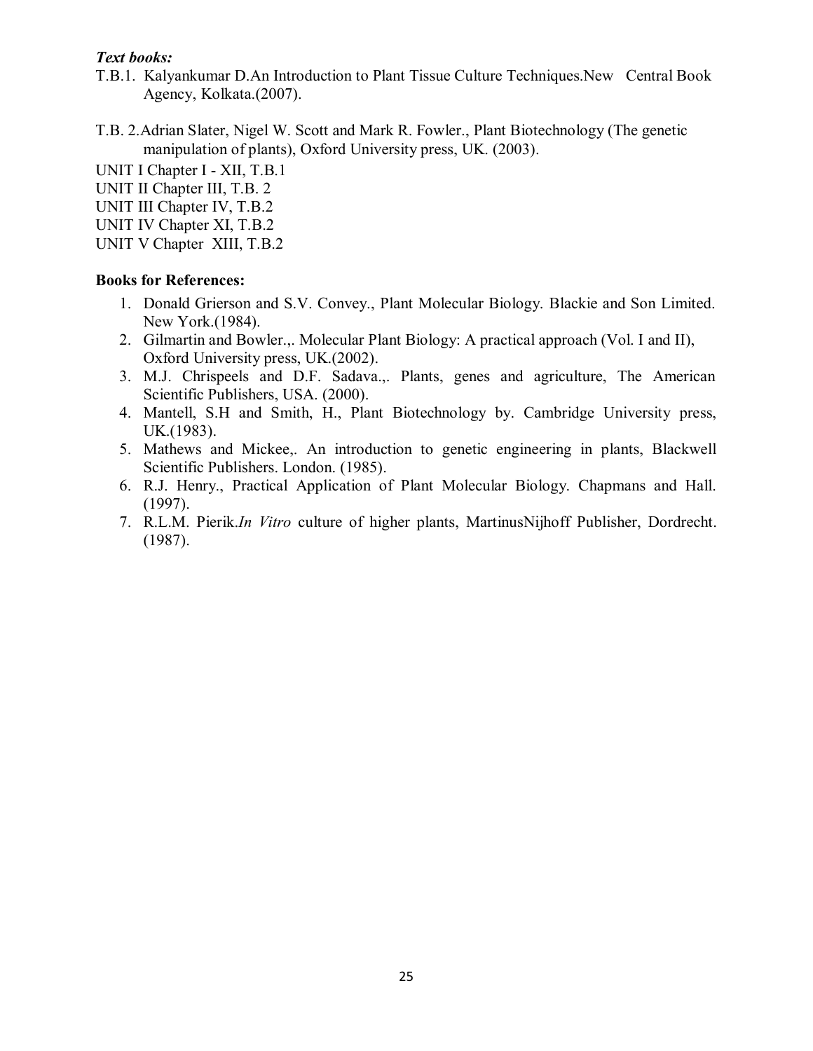***Text books:***

T.B.1. Kalyankumar D.An Introduction to Plant Tissue Culture Techniques.New Central Book Agency, Kolkata.(2007).

T.B. 2.Adrian Slater, Nigel W. Scott and Mark R. Fowler., Plant Biotechnology (The genetic manipulation of plants), Oxford University press, UK. (2003).

UNIT I Chapter I - XII, T.B.1
UNIT II Chapter III, T.B. 2
UNIT III Chapter IV, T.B.2
UNIT IV Chapter XI, T.B.2
UNIT V Chapter XIII, T.B.2

**Books for References:**

1. Donald Grierson and S.V. Convey., Plant Molecular Biology. Blackie and Son Limited. New York.(1984).
2. Gilmartin and Bowler.,. Molecular Plant Biology: A practical approach (Vol. I and II), Oxford University press, UK.(2002).
3. M.J. Chrispeels and D.F. Sadava.,. Plants, genes and agriculture, The American Scientific Publishers, USA. (2000).
4. Mantell, S.H and Smith, H., Plant Biotechnology by. Cambridge University press, UK.(1983).
5. Mathews and Mickee,. An introduction to genetic engineering in plants, Blackwell Scientific Publishers. London. (1985).
6. R.J. Henry., Practical Application of Plant Molecular Biology. Chapmans and Hall. (1997).
7. R.L.M. Pierik.*In Vitro* culture of higher plants, MartinusNijhoff Publisher, Dordrecht. (1987).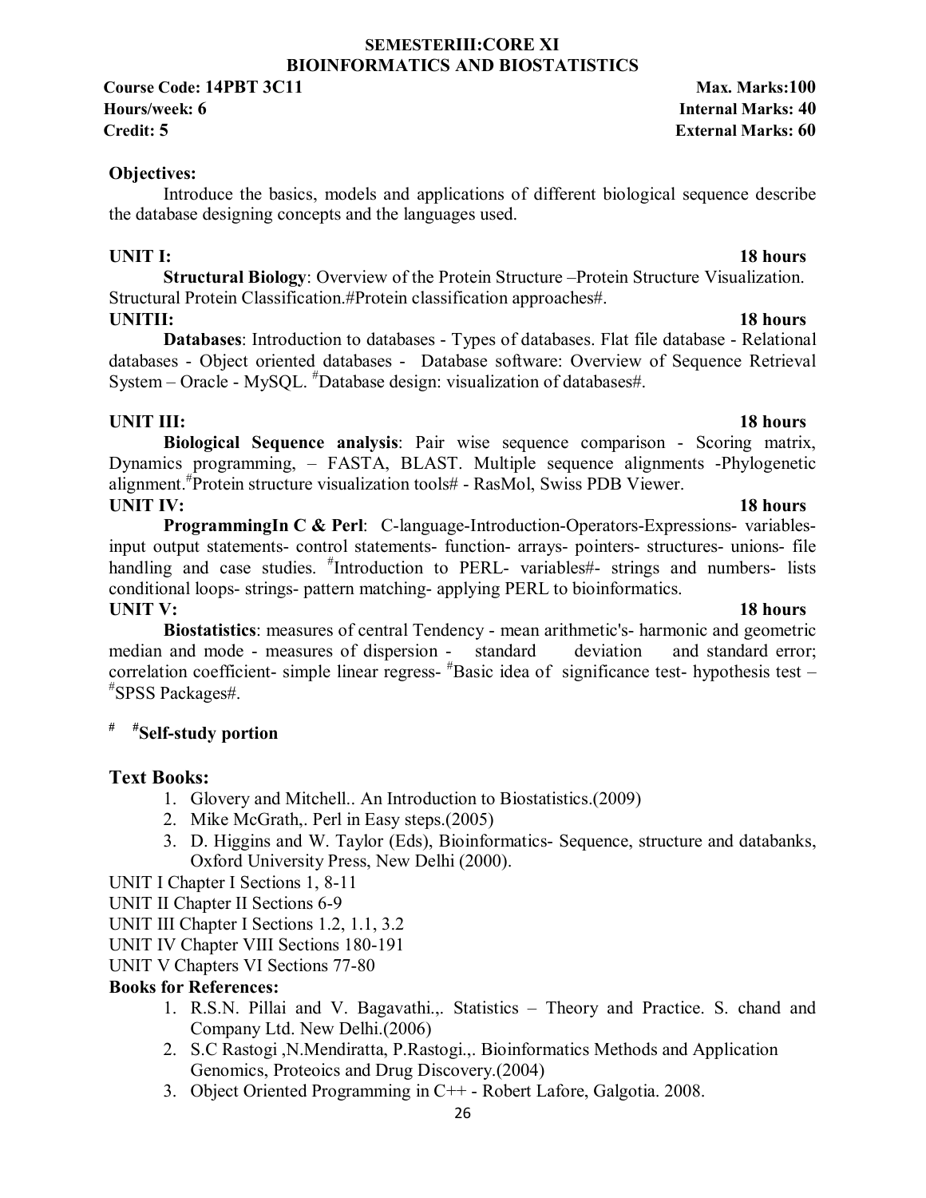## SEMESTERIII:CORE XI
## BIOINFORMATICS AND BIOSTATISTICS

**Course Code: 14PBT 3C11** **Max. Marks:100**
**Hours/week: 6** **Internal Marks: 40**
**Credit: 5** **External Marks: 60**

**Objectives:**

Introduce the basics, models and applications of different biological sequence describe the database designing concepts and the languages used.

**UNIT I:** **18 hours**

**Structural Biology**: Overview of the Protein Structure –Protein Structure Visualization. Structural Protein Classification.#Protein classification approaches#.

**UNITII:** **18 hours**

**Databases**: Introduction to databases - Types of databases. Flat file database - Relational databases - Object oriented databases - Database software: Overview of Sequence Retrieval System – Oracle - MySQL. #Database design: visualization of databases#.

**UNIT III:** **18 hours**

**Biological Sequence analysis**: Pair wise sequence comparison - Scoring matrix, Dynamics programming, – FASTA, BLAST. Multiple sequence alignments -Phylogenetic alignment.#Protein structure visualization tools# - RasMol, Swiss PDB Viewer.

**UNIT IV:** **18 hours**

**ProgrammingIn C & Perl**: C-language-Introduction-Operators-Expressions- variables-input output statements- control statements- function- arrays- pointers- structures- unions- file handling and case studies. #Introduction to PERL- variables#- strings and numbers- lists conditional loops- strings- pattern matching- applying PERL to bioinformatics.

**UNIT V:** **18 hours**

**Biostatistics**: measures of central Tendency - mean arithmetic's- harmonic and geometric median and mode - measures of dispersion - standard deviation and standard error; correlation coefficient- simple linear regress- #Basic idea of significance test- hypothesis test – #SPSS Packages#.

**# #Self-study portion**

### Text Books:

1. Glovery and Mitchell.. An Introduction to Biostatistics.(2009)
2. Mike McGrath,. Perl in Easy steps.(2005)
3. D. Higgins and W. Taylor (Eds), Bioinformatics- Sequence, structure and databanks, Oxford University Press, New Delhi (2000).

UNIT I Chapter I Sections 1, 8-11
UNIT II Chapter II Sections 6-9
UNIT III Chapter I Sections 1.2, 1.1, 3.2
UNIT IV Chapter VIII Sections 180-191
UNIT V Chapters VI Sections 77-80

**Books for References:**

1. R.S.N. Pillai and V. Bagavathi.,. Statistics – Theory and Practice. S. chand and Company Ltd. New Delhi.(2006)
2. S.C Rastogi ,N.Mendiratta, P.Rastogi.,. Bioinformatics Methods and Application Genomics, Proteoics and Drug Discovery.(2004)
3. Object Oriented Programming in C++ - Robert Lafore, Galgotia. 2008.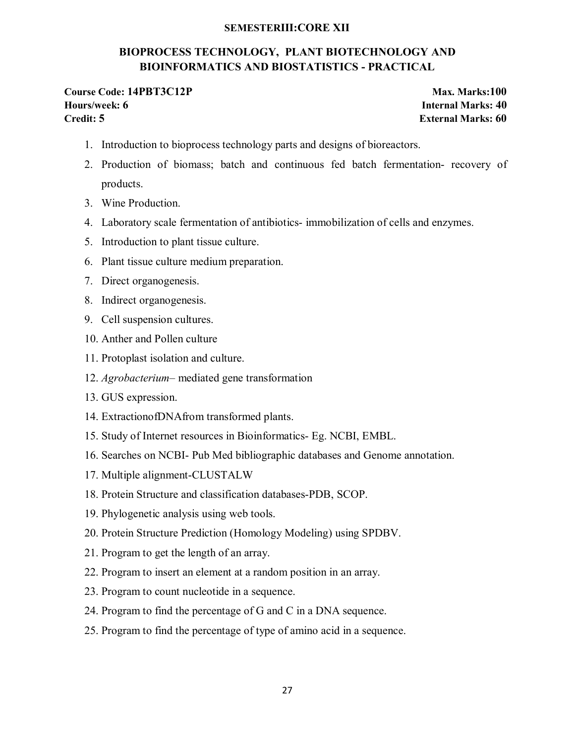**SEMESTERIII:CORE XII**

## BIOPROCESS TECHNOLOGY, PLANT BIOTECHNOLOGY AND BIOINFORMATICS AND BIOSTATISTICS - PRACTICAL

**Course Code: 14PBT3C12P** **Max. Marks:100**
**Hours/week: 6** **Internal Marks: 40**
**Credit: 5** **External Marks: 60**

1. Introduction to bioprocess technology parts and designs of bioreactors.
2. Production of biomass; batch and continuous fed batch fermentation- recovery of products.
3. Wine Production.
4. Laboratory scale fermentation of antibiotics- immobilization of cells and enzymes.
5. Introduction to plant tissue culture.
6. Plant tissue culture medium preparation.
7. Direct organogenesis.
8. Indirect organogenesis.
9. Cell suspension cultures.
10. Anther and Pollen culture
11. Protoplast isolation and culture.
12. *Agrobacterium*– mediated gene transformation
13. GUS expression.
14. ExtractionofDNAfrom transformed plants.
15. Study of Internet resources in Bioinformatics- Eg. NCBI, EMBL.
16. Searches on NCBI- Pub Med bibliographic databases and Genome annotation.
17. Multiple alignment-CLUSTALW
18. Protein Structure and classification databases-PDB, SCOP.
19. Phylogenetic analysis using web tools.
20. Protein Structure Prediction (Homology Modeling) using SPDBV.
21. Program to get the length of an array.
22. Program to insert an element at a random position in an array.
23. Program to count nucleotide in a sequence.
24. Program to find the percentage of G and C in a DNA sequence.
25. Program to find the percentage of type of amino acid in a sequence.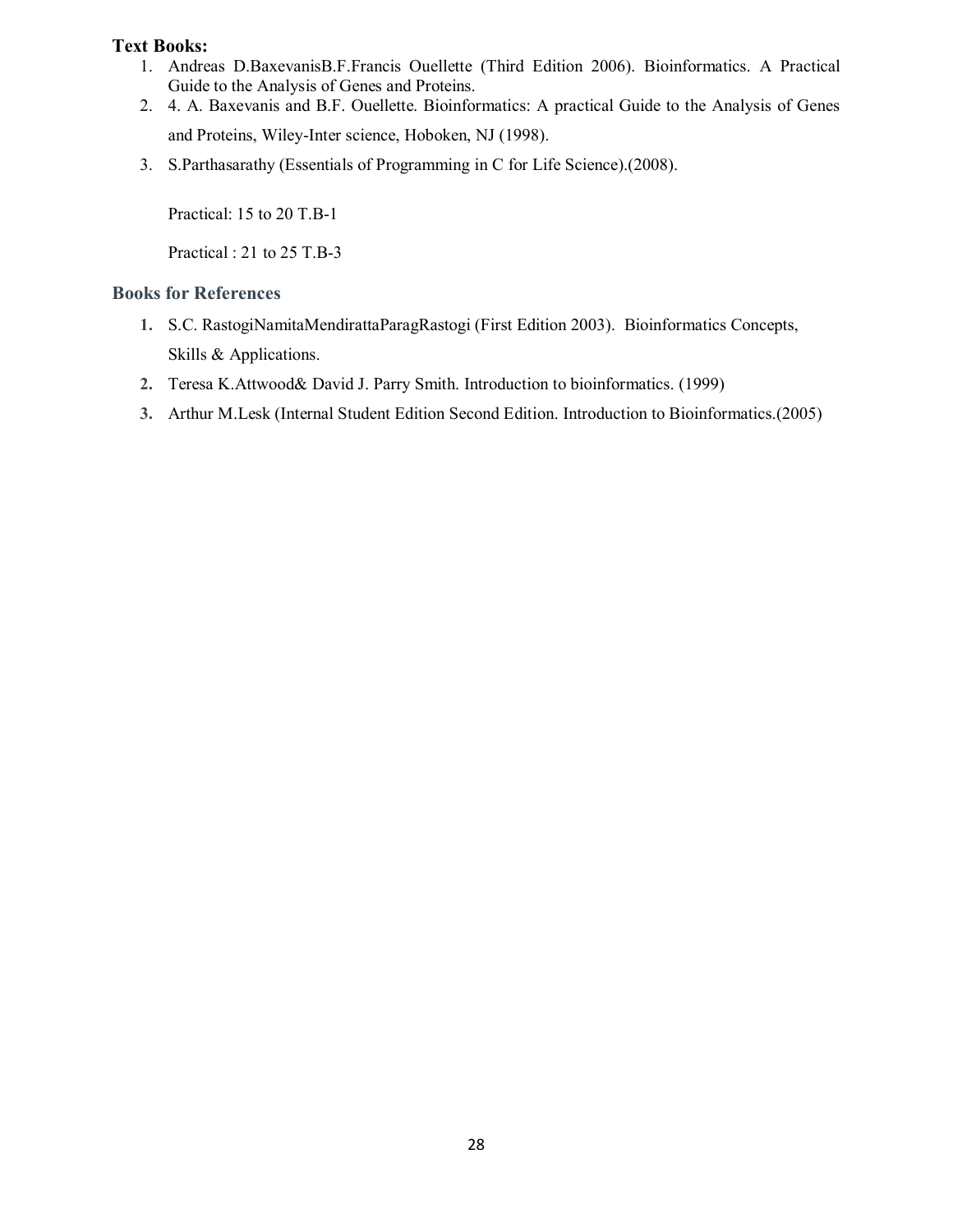**Text Books:**

1. Andreas D.BaxevanisB.F.Francis Ouellette (Third Edition 2006). Bioinformatics. A Practical Guide to the Analysis of Genes and Proteins.
2. 4. A. Baxevanis and B.F. Ouellette. Bioinformatics: A practical Guide to the Analysis of Genes and Proteins, Wiley-Inter science, Hoboken, NJ (1998).
3. S.Parthasarathy (Essentials of Programming in C for Life Science).(2008).

Practical: 15 to 20 T.B-1

Practical : 21 to 25 T.B-3

## Books for References

1. S.C. RastogiNamitaMendirattaParagRastogi (First Edition 2003). Bioinformatics Concepts, Skills & Applications.
2. Teresa K.Attwood& David J. Parry Smith. Introduction to bioinformatics. (1999)
3. Arthur M.Lesk (Internal Student Edition Second Edition. Introduction to Bioinformatics.(2005)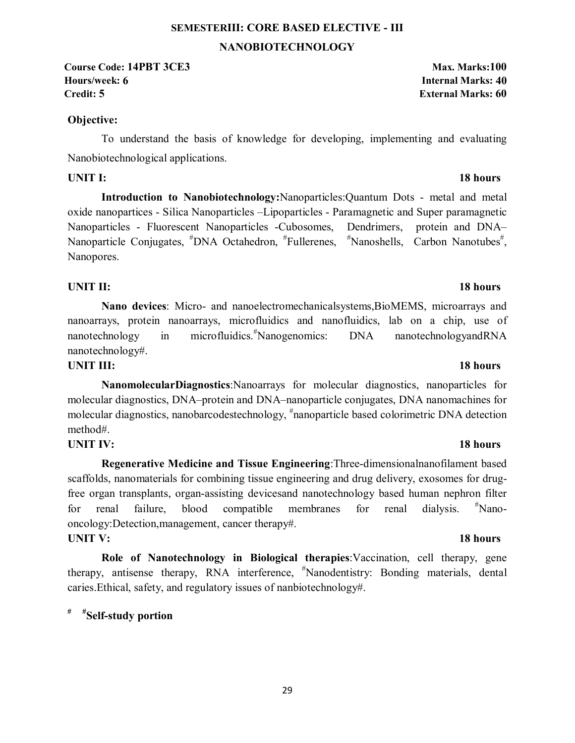**SEMESTERIII: CORE BASED ELECTIVE - III**

**NANOBIOTECHNOLOGY**

**Course Code: 14PBT 3CE3** **Max. Marks:100**
**Hours/week: 6** **Internal Marks: 40**
**Credit: 5** **External Marks: 60**

**Objective:**

To understand the basis of knowledge for developing, implementing and evaluating Nanobiotechnological applications.

**UNIT I:** **18 hours**

**Introduction to Nanobiotechnology:**Nanoparticles:Quantum Dots - metal and metal oxide nanopartices - Silica Nanoparticles –Lipoparticles - Paramagnetic and Super paramagnetic Nanoparticles - Fluorescent Nanoparticles -Cubosomes, Dendrimers, protein and DNA–Nanoparticle Conjugates, #DNA Octahedron, #Fullerenes, #Nanoshells, Carbon Nanotubes#, Nanopores.

**UNIT II:** **18 hours**

**Nano devices**: Micro- and nanoelectromechanicalsystems,BioMEMS, microarrays and nanoarrays, protein nanoarrays, microfluidics and nanofluidics, lab on a chip, use of nanotechnology in microfluidics.#Nanogenomics: DNA nanotechnologyandRNA nanotechnology#.

**UNIT III:** **18 hours**

**NanomolecularDiagnostics**:Nanoarrays for molecular diagnostics, nanoparticles for molecular diagnostics, DNA–protein and DNA–nanoparticle conjugates, DNA nanomachines for molecular diagnostics, nanobarcodestechnology, #nanoparticle based colorimetric DNA detection method#.

**UNIT IV:** **18 hours**

**Regenerative Medicine and Tissue Engineering**:Three-dimensionalnanofilament based scaffolds, nanomaterials for combining tissue engineering and drug delivery, exosomes for drug-free organ transplants, organ-assisting devicesand nanotechnology based human nephron filter for renal failure, blood compatible membranes for renal dialysis. #Nano-oncology:Detection,management, cancer therapy#.

**UNIT V:** **18 hours**

**Role of Nanotechnology in Biological therapies**:Vaccination, cell therapy, gene therapy, antisense therapy, RNA interference, #Nanodentistry: Bonding materials, dental caries.Ethical, safety, and regulatory issues of nanbiotechnology#.

**# #Self-study portion**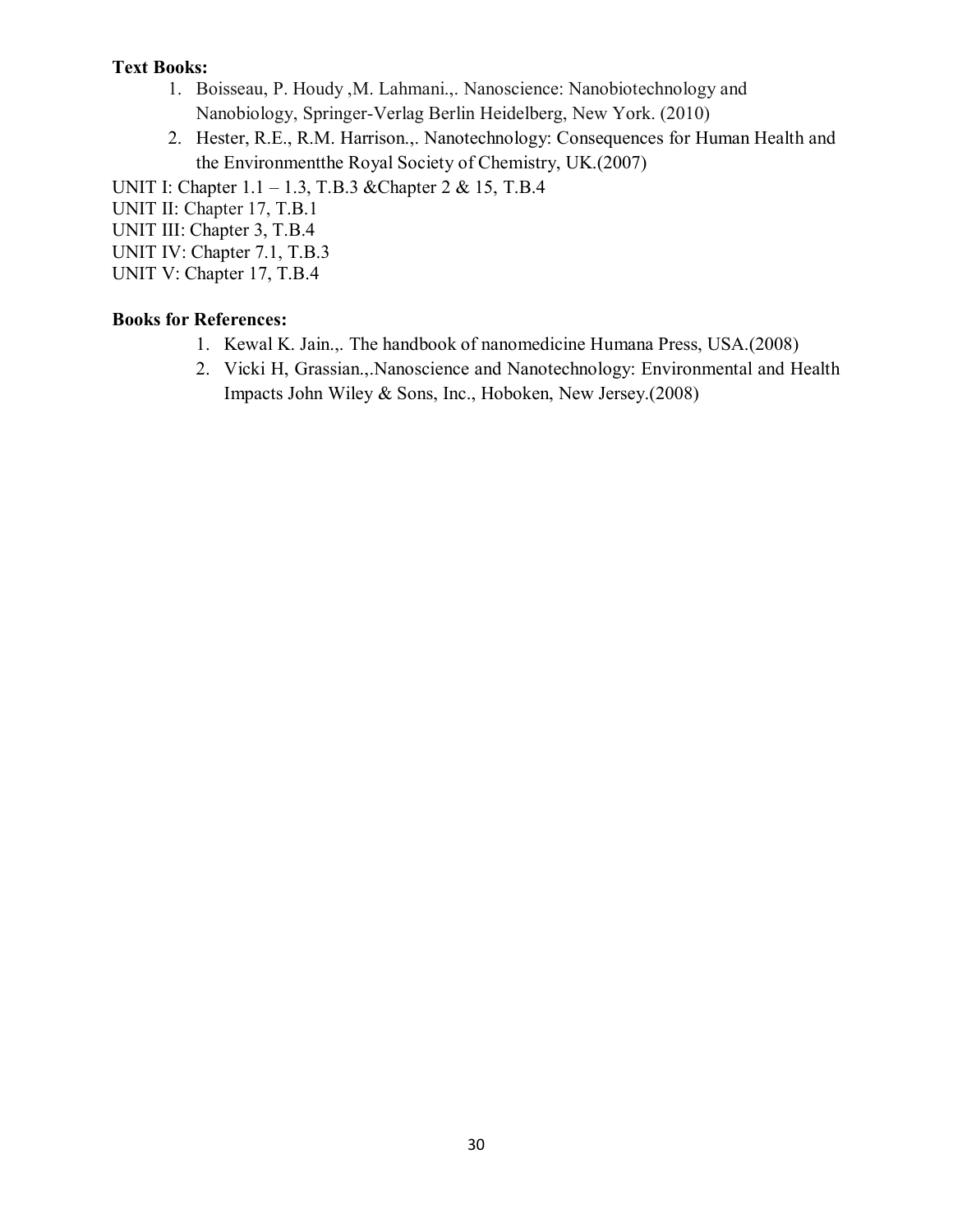**Text Books:**

1. Boisseau, P. Houdy ,M. Lahmani.,. Nanoscience: Nanobiotechnology and Nanobiology, Springer-Verlag Berlin Heidelberg, New York. (2010)
2. Hester, R.E., R.M. Harrison.,. Nanotechnology: Consequences for Human Health and the Environmentthe Royal Society of Chemistry, UK.(2007)

UNIT I: Chapter 1.1 – 1.3, T.B.3 &Chapter 2 & 15, T.B.4
UNIT II: Chapter 17, T.B.1
UNIT III: Chapter 3, T.B.4
UNIT IV: Chapter 7.1, T.B.3
UNIT V: Chapter 17, T.B.4

**Books for References:**

1. Kewal K. Jain.,. The handbook of nanomedicine Humana Press, USA.(2008)
2. Vicki H, Grassian.,.Nanoscience and Nanotechnology: Environmental and Health Impacts John Wiley & Sons, Inc., Hoboken, New Jersey.(2008)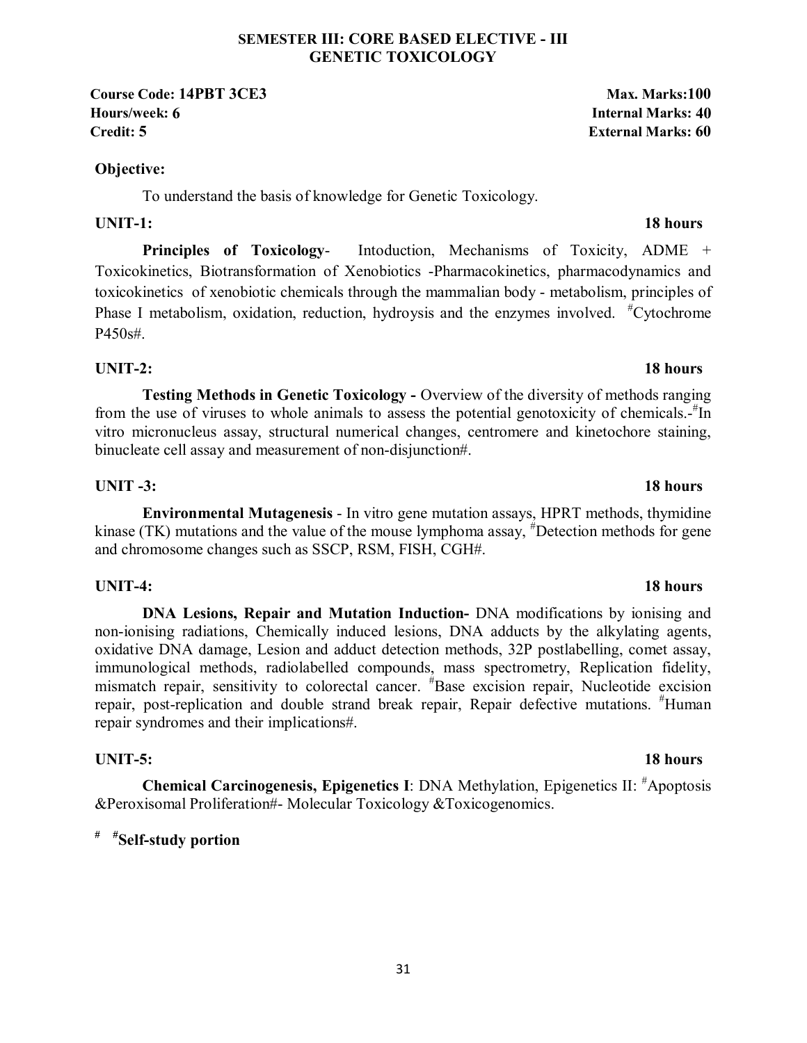# SEMESTER III: CORE BASED ELECTIVE - III
# GENETIC TOXICOLOGY

**Course Code: 14PBT 3CE3** **Max. Marks:100**
**Hours/week: 6** **Internal Marks: 40**
**Credit: 5** **External Marks: 60**

**Objective:**

To understand the basis of knowledge for Genetic Toxicology.

**UNIT-1:** **18 hours**

**Principles of Toxicology**- Intoduction, Mechanisms of Toxicity, ADME + Toxicokinetics, Biotransformation of Xenobiotics -Pharmacokinetics, pharmacodynamics and toxicokinetics of xenobiotic chemicals through the mammalian body - metabolism, principles of Phase I metabolism, oxidation, reduction, hydroysis and the enzymes involved. #Cytochrome P450s#.

**UNIT-2:** **18 hours**

**Testing Methods in Genetic Toxicology -** Overview of the diversity of methods ranging from the use of viruses to whole animals to assess the potential genotoxicity of chemicals.-#In vitro micronucleus assay, structural numerical changes, centromere and kinetochore staining, binucleate cell assay and measurement of non-disjunction#.

**UNIT -3:** **18 hours**

**Environmental Mutagenesis** - In vitro gene mutation assays, HPRT methods, thymidine kinase (TK) mutations and the value of the mouse lymphoma assay, #Detection methods for gene and chromosome changes such as SSCP, RSM, FISH, CGH#.

**UNIT-4:** **18 hours**

**DNA Lesions, Repair and Mutation Induction-** DNA modifications by ionising and non-ionising radiations, Chemically induced lesions, DNA adducts by the alkylating agents, oxidative DNA damage, Lesion and adduct detection methods, 32P postlabelling, comet assay, immunological methods, radiolabelled compounds, mass spectrometry, Replication fidelity, mismatch repair, sensitivity to colorectal cancer. #Base excision repair, Nucleotide excision repair, post-replication and double strand break repair, Repair defective mutations. #Human repair syndromes and their implications#.

**UNIT-5:** **18 hours**

**Chemical Carcinogenesis, Epigenetics I**: DNA Methylation, Epigenetics II: #Apoptosis &Peroxisomal Proliferation#- Molecular Toxicology &Toxicogenomics.

**# #Self-study portion**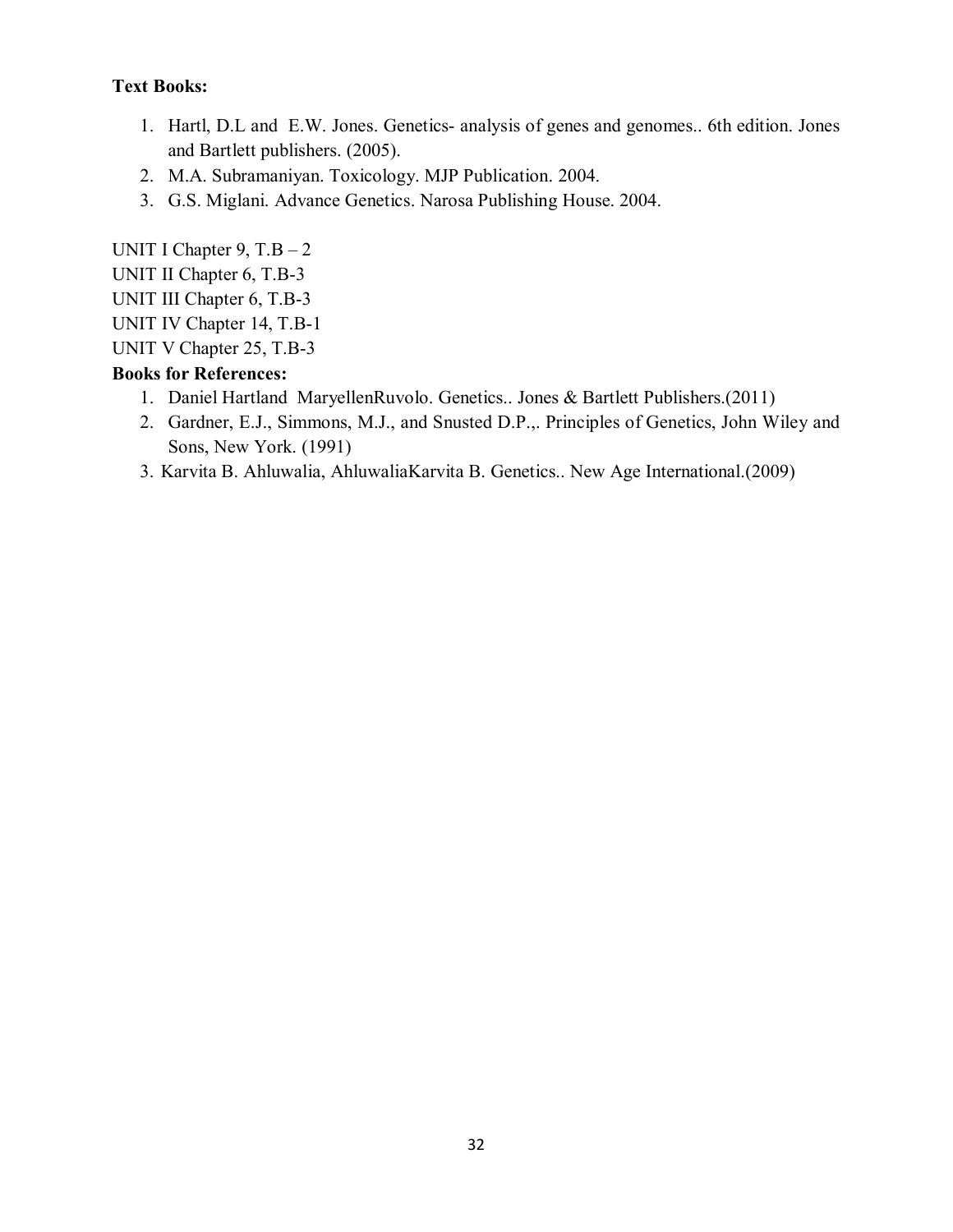**Text Books:**

1. Hartl, D.L and E.W. Jones. Genetics- analysis of genes and genomes.. 6th edition. Jones and Bartlett publishers. (2005).
2. M.A. Subramaniyan. Toxicology. MJP Publication. 2004.
3. G.S. Miglani. Advance Genetics. Narosa Publishing House. 2004.

UNIT I Chapter 9, T.B – 2
UNIT II Chapter 6, T.B-3
UNIT III Chapter 6, T.B-3
UNIT IV Chapter 14, T.B-1
UNIT V Chapter 25, T.B-3

**Books for References:**

1. Daniel Hartland MaryellenRuvolo. Genetics.. Jones & Bartlett Publishers.(2011)
2. Gardner, E.J., Simmons, M.J., and Snusted D.P.,. Principles of Genetics, John Wiley and Sons, New York. (1991)
3. Karvita B. Ahluwalia, AhluwaliaKarvita B. Genetics.. New Age International.(2009)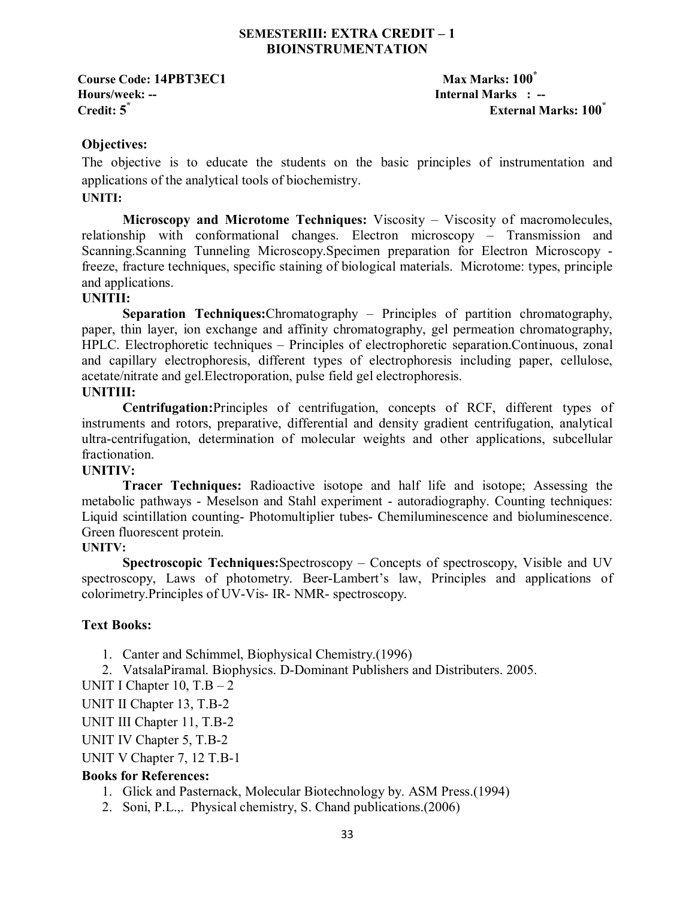## SEMESTERIII: EXTRA CREDIT – 1
## BIOINSTRUMENTATION

**Course Code: 14PBT3EC1** **Max Marks: 100***
**Hours/week: --** **Internal Marks : --**
**Credit: 5*** **External Marks: 100***

**Objectives:**

The objective is to educate the students on the basic principles of instrumentation and applications of the analytical tools of biochemistry.

**UNITI:**

**Microscopy and Microtome Techniques:** Viscosity – Viscosity of macromolecules, relationship with conformational changes. Electron microscopy – Transmission and Scanning.Scanning Tunneling Microscopy.Specimen preparation for Electron Microscopy - freeze, fracture techniques, specific staining of biological materials. Microtome: types, principle and applications.

**UNITII:**

**Separation Techniques:**Chromatography – Principles of partition chromatography, paper, thin layer, ion exchange and affinity chromatography, gel permeation chromatography, HPLC. Electrophoretic techniques – Principles of electrophoretic separation.Continuous, zonal and capillary electrophoresis, different types of electrophoresis including paper, cellulose, acetate/nitrate and gel.Electroporation, pulse field gel electrophoresis.

**UNITIII:**

**Centrifugation:**Principles of centrifugation, concepts of RCF, different types of instruments and rotors, preparative, differential and density gradient centrifugation, analytical ultra-centrifugation, determination of molecular weights and other applications, subcellular fractionation.

**UNITIV:**

**Tracer Techniques:** Radioactive isotope and half life and isotope; Assessing the metabolic pathways - Meselson and Stahl experiment - autoradiography. Counting techniques: Liquid scintillation counting- Photomultiplier tubes- Chemiluminescence and bioluminescence. Green fluorescent protein.

**UNITV:**

**Spectroscopic Techniques:**Spectroscopy – Concepts of spectroscopy, Visible and UV spectroscopy, Laws of photometry. Beer-Lambert's law, Principles and applications of colorimetry.Principles of UV-Vis- IR- NMR- spectroscopy.

**Text Books:**

1. Canter and Schimmel, Biophysical Chemistry.(1996)
2. VatsalaPiramal. Biophysics. D-Dominant Publishers and Distributers. 2005.

UNIT I Chapter 10, T.B – 2

UNIT II Chapter 13, T.B-2

UNIT III Chapter 11, T.B-2

UNIT IV Chapter 5, T.B-2

UNIT V Chapter 7, 12 T.B-1

**Books for References:**

1. Glick and Pasternack, Molecular Biotechnology by. ASM Press.(1994)
2. Soni, P.L.,. Physical chemistry, S. Chand publications.(2006)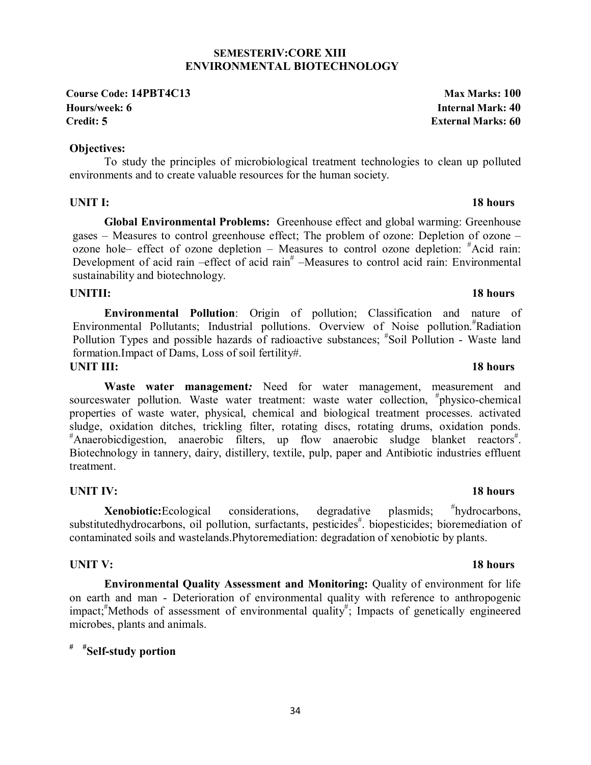## SEMESTERIV:CORE XIII
## ENVIRONMENTAL BIOTECHNOLOGY

**Course Code: 14PBT4C13** **Max Marks: 100**
**Hours/week: 6** **Internal Mark: 40**
**Credit: 5** **External Marks: 60**

**Objectives:**

To study the principles of microbiological treatment technologies to clean up polluted environments and to create valuable resources for the human society.

**UNIT I:** **18 hours**

**Global Environmental Problems:** Greenhouse effect and global warming: Greenhouse gases – Measures to control greenhouse effect; The problem of ozone: Depletion of ozone – ozone hole– effect of ozone depletion – Measures to control ozone depletion: #Acid rain: Development of acid rain –effect of acid rain# –Measures to control acid rain: Environmental sustainability and biotechnology.

**UNITII:** **18 hours**

**Environmental Pollution**: Origin of pollution; Classification and nature of Environmental Pollutants; Industrial pollutions. Overview of Noise pollution.#Radiation Pollution Types and possible hazards of radioactive substances; #Soil Pollution - Waste land formation.Impact of Dams, Loss of soil fertility#.

**UNIT III:** **18 hours**

**Waste water management*:*** Need for water management, measurement and sourceswater pollution. Waste water treatment: waste water collection, #physico-chemical properties of waste water, physical, chemical and biological treatment processes. activated sludge, oxidation ditches, trickling filter, rotating discs, rotating drums, oxidation ponds. #Anaerobicdigestion, anaerobic filters, up flow anaerobic sludge blanket reactors#. Biotechnology in tannery, dairy, distillery, textile, pulp, paper and Antibiotic industries effluent treatment.

**UNIT IV:** **18 hours**

**Xenobiotic:**Ecological considerations, degradative plasmids; #hydrocarbons, substitutedhydrocarbons, oil pollution, surfactants, pesticides#. biopesticides; bioremediation of contaminated soils and wastelands.Phytoremediation: degradation of xenobiotic by plants.

**UNIT V:** **18 hours**

**Environmental Quality Assessment and Monitoring:** Quality of environment for life on earth and man - Deterioration of environmental quality with reference to anthropogenic impact;#Methods of assessment of environmental quality#; Impacts of genetically engineered microbes, plants and animals.

**# #Self-study portion**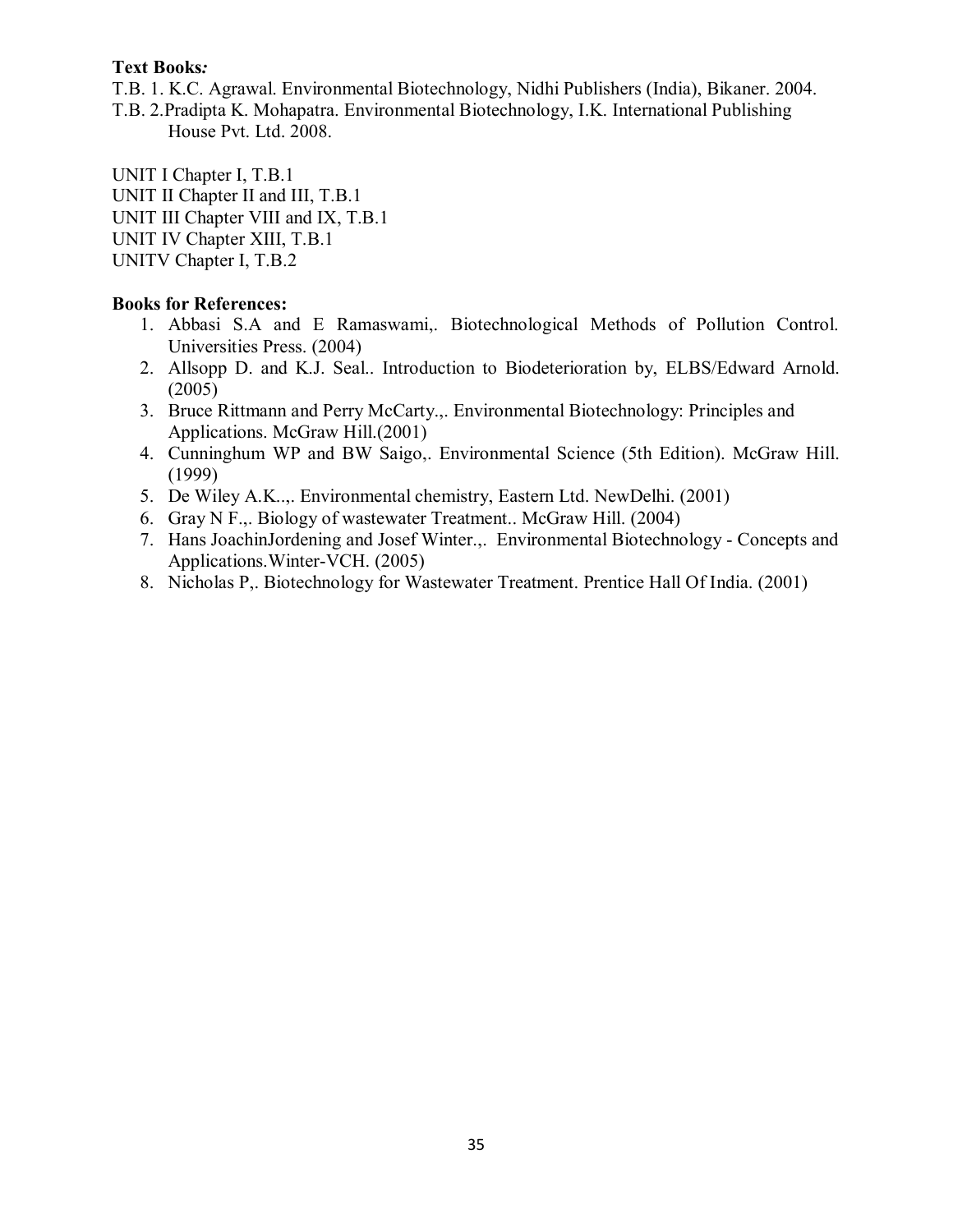**Text Books:**

T.B. 1. K.C. Agrawal. Environmental Biotechnology, Nidhi Publishers (India), Bikaner. 2004.

T.B. 2.Pradipta K. Mohapatra. Environmental Biotechnology, I.K. International Publishing House Pvt. Ltd. 2008.

UNIT I Chapter I, T.B.1
UNIT II Chapter II and III, T.B.1
UNIT III Chapter VIII and IX, T.B.1
UNIT IV Chapter XIII, T.B.1
UNITV Chapter I, T.B.2

**Books for References:**

1. Abbasi S.A and E Ramaswami,. Biotechnological Methods of Pollution Control. Universities Press. (2004)
2. Allsopp D. and K.J. Seal.. Introduction to Biodeterioration by, ELBS/Edward Arnold. (2005)
3. Bruce Rittmann and Perry McCarty.,. Environmental Biotechnology: Principles and Applications. McGraw Hill.(2001)
4. Cunninghum WP and BW Saigo,. Environmental Science (5th Edition). McGraw Hill. (1999)
5. De Wiley A.K..,. Environmental chemistry, Eastern Ltd. NewDelhi. (2001)
6. Gray N F.,. Biology of wastewater Treatment.. McGraw Hill. (2004)
7. Hans JoachinJordening and Josef Winter.,. Environmental Biotechnology - Concepts and Applications.Winter-VCH. (2005)
8. Nicholas P,. Biotechnology for Wastewater Treatment. Prentice Hall Of India. (2001)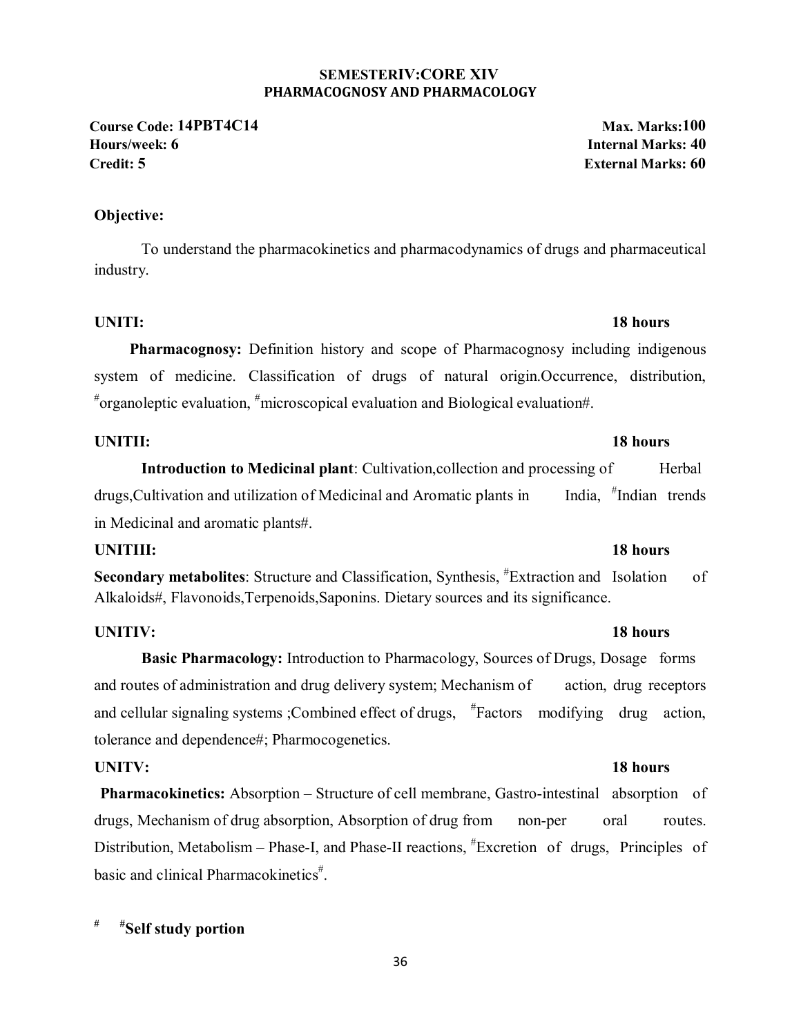## SEMESTERIV:CORE XIV
## PHARMACOGNOSY AND PHARMACOLOGY

**Course Code: 14PBT4C14** — **Max. Marks:100**
**Hours/week: 6** — **Internal Marks: 40**
**Credit: 5** — **External Marks: 60**

**Objective:**

To understand the pharmacokinetics and pharmacodynamics of drugs and pharmaceutical industry.

**UNITI:** **18 hours**

**Pharmacognosy:** Definition history and scope of Pharmacognosy including indigenous system of medicine. Classification of drugs of natural origin.Occurrence, distribution, #organoleptic evaluation, #microscopical evaluation and Biological evaluation#.

**UNITII:** **18 hours**

**Introduction to Medicinal plant**: Cultivation,collection and processing of Herbal drugs,Cultivation and utilization of Medicinal and Aromatic plants in India, #Indian trends in Medicinal and aromatic plants#.

**UNITIII:** **18 hours**

**Secondary metabolites**: Structure and Classification, Synthesis, #Extraction and Isolation of Alkaloids#, Flavonoids,Terpenoids,Saponins. Dietary sources and its significance.

**UNITIV:** **18 hours**

**Basic Pharmacology:** Introduction to Pharmacology, Sources of Drugs, Dosage forms and routes of administration and drug delivery system; Mechanism of action, drug receptors and cellular signaling systems ;Combined effect of drugs, #Factors modifying drug action, tolerance and dependence#; Pharmocogenetics.

**UNITV:** **18 hours**

**Pharmacokinetics:** Absorption – Structure of cell membrane, Gastro-intestinal absorption of drugs, Mechanism of drug absorption, Absorption of drug from non-per oral routes. Distribution, Metabolism – Phase-I, and Phase-II reactions, #Excretion of drugs, Principles of basic and clinical Pharmacokinetics#.

# **#Self study portion**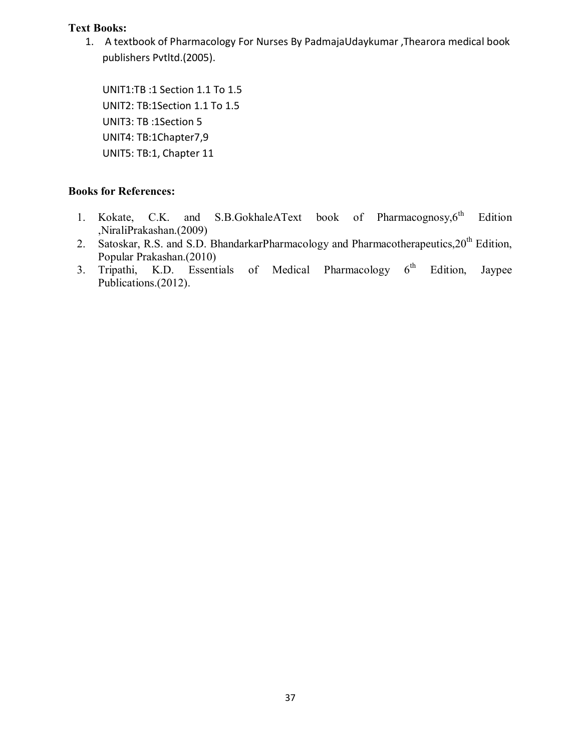**Text Books:**

1. A textbook of Pharmacology For Nurses By PadmajaUdaykumar ,Thearora medical book publishers Pvtltd.(2005).

   UNIT1:TB :1 Section 1.1 To 1.5
   UNIT2: TB:1Section 1.1 To 1.5
   UNIT3: TB :1Section 5
   UNIT4: TB:1Chapter7,9
   UNIT5: TB:1, Chapter 11

**Books for References:**

1. Kokate, C.K. and S.B.GokhaleAText book of Pharmacognosy,6th Edition ,NiraliPrakashan.(2009)
2. Satoskar, R.S. and S.D. BhandarkarPharmacology and Pharmacotherapeutics,20th Edition, Popular Prakashan.(2010)
3. Tripathi, K.D. Essentials of Medical Pharmacology 6th Edition, Jaypee Publications.(2012).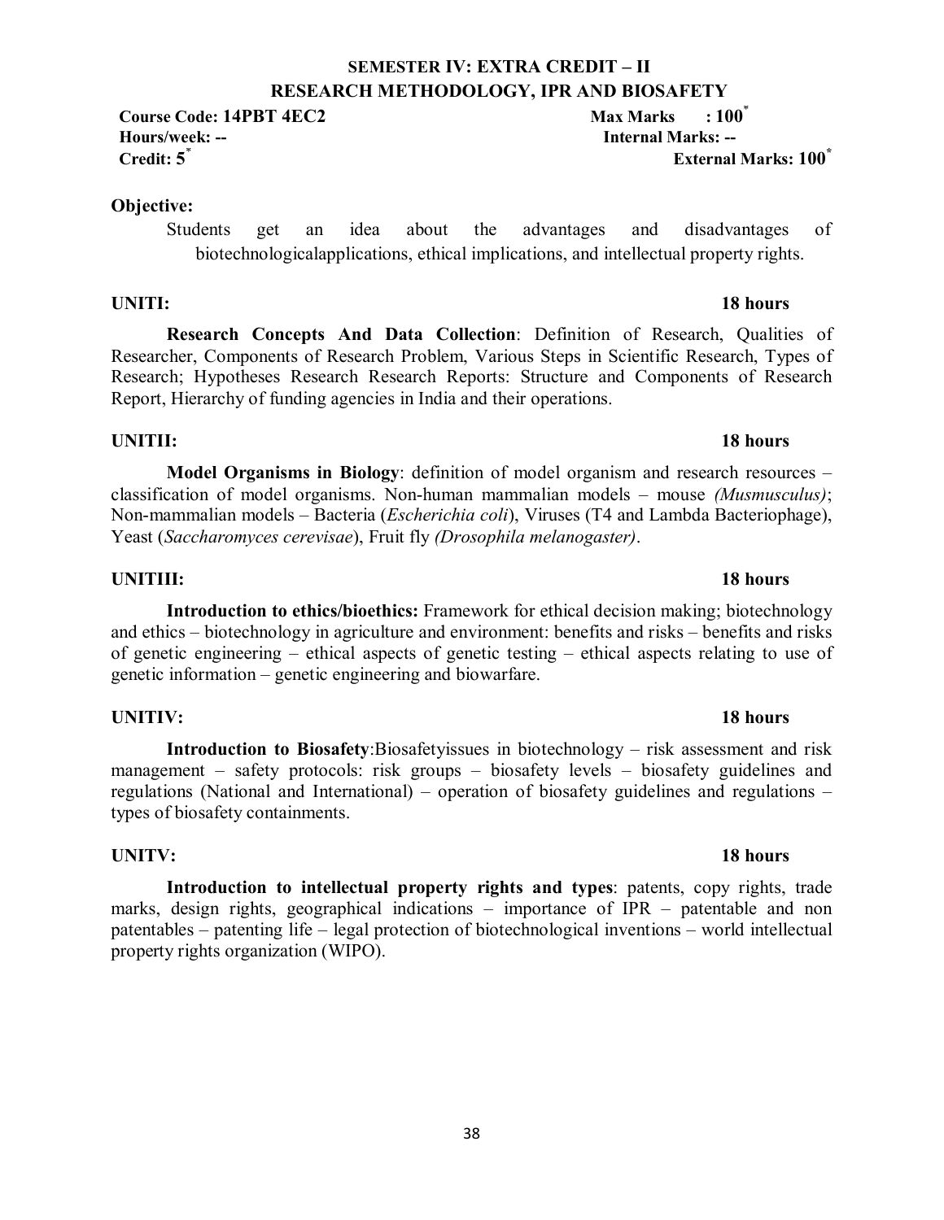## SEMESTER IV: EXTRA CREDIT – II
## RESEARCH METHODOLOGY, IPR AND BIOSAFETY

**Course Code: 14PBT 4EC2** **Max Marks : 100***
**Hours/week: --** **Internal Marks: --**
**Credit: 5*** **External Marks: 100***

**Objective:**

Students get an idea about the advantages and disadvantages of biotechnologicalapplications, ethical implications, and intellectual property rights.

**UNITI:** **18 hours**

**Research Concepts And Data Collection**: Definition of Research, Qualities of Researcher, Components of Research Problem, Various Steps in Scientific Research, Types of Research; Hypotheses Research Research Reports: Structure and Components of Research Report, Hierarchy of funding agencies in India and their operations.

**UNITII:** **18 hours**

**Model Organisms in Biology**: definition of model organism and research resources – classification of model organisms. Non-human mammalian models – mouse *(Musmusculus)*; Non-mammalian models – Bacteria (*Escherichia coli*), Viruses (T4 and Lambda Bacteriophage), Yeast (*Saccharomyces cerevisae*), Fruit fly *(Drosophila melanogaster)*.

**UNITIII:** **18 hours**

**Introduction to ethics/bioethics:** Framework for ethical decision making; biotechnology and ethics – biotechnology in agriculture and environment: benefits and risks – benefits and risks of genetic engineering – ethical aspects of genetic testing – ethical aspects relating to use of genetic information – genetic engineering and biowarfare.

**UNITIV:** **18 hours**

**Introduction to Biosafety**:Biosafetyissues in biotechnology – risk assessment and risk management – safety protocols: risk groups – biosafety levels – biosafety guidelines and regulations (National and International) – operation of biosafety guidelines and regulations – types of biosafety containments.

**UNITV:** **18 hours**

**Introduction to intellectual property rights and types**: patents, copy rights, trade marks, design rights, geographical indications – importance of IPR – patentable and non patentables – patenting life – legal protection of biotechnological inventions – world intellectual property rights organization (WIPO).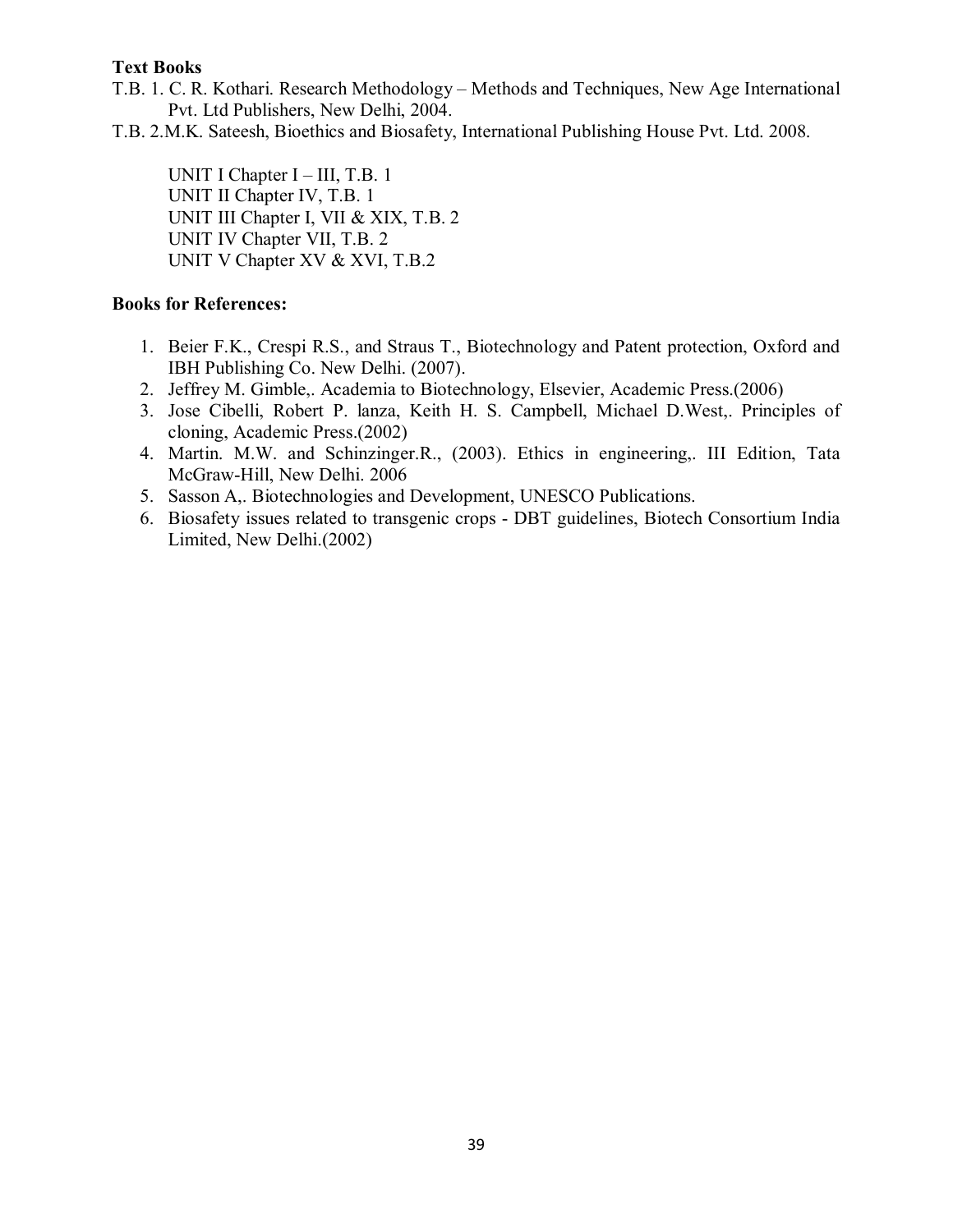**Text Books**

T.B. 1. C. R. Kothari. Research Methodology – Methods and Techniques, New Age International Pvt. Ltd Publishers, New Delhi, 2004.

T.B. 2.M.K. Sateesh, Bioethics and Biosafety, International Publishing House Pvt. Ltd. 2008.

UNIT I Chapter I – III, T.B. 1
UNIT II Chapter IV, T.B. 1
UNIT III Chapter I, VII & XIX, T.B. 2
UNIT IV Chapter VII, T.B. 2
UNIT V Chapter XV & XVI, T.B.2

**Books for References:**

1. Beier F.K., Crespi R.S., and Straus T., Biotechnology and Patent protection, Oxford and IBH Publishing Co. New Delhi. (2007).
2. Jeffrey M. Gimble,. Academia to Biotechnology, Elsevier, Academic Press.(2006)
3. Jose Cibelli, Robert P. lanza, Keith H. S. Campbell, Michael D.West,. Principles of cloning, Academic Press.(2002)
4. Martin. M.W. and Schinzinger.R., (2003). Ethics in engineering,. III Edition, Tata McGraw-Hill, New Delhi. 2006
5. Sasson A,. Biotechnologies and Development, UNESCO Publications.
6. Biosafety issues related to transgenic crops - DBT guidelines, Biotech Consortium India Limited, New Delhi.(2002)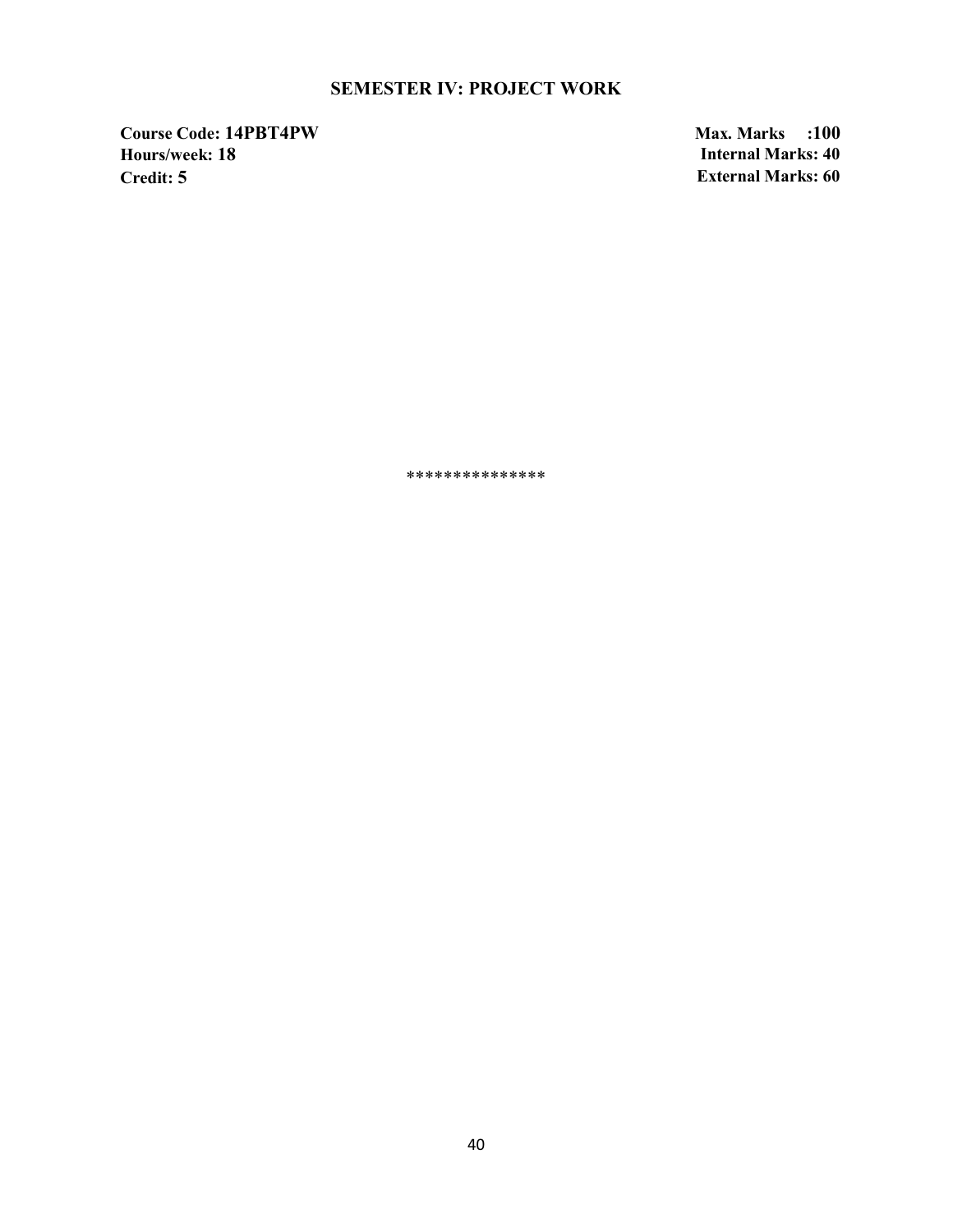## SEMESTER IV: PROJECT WORK

**Course Code: 14PBT4PW**
**Hours/week: 18**
**Credit: 5**

**Max. Marks :100**
**Internal Marks: 40**
**External Marks: 60**

***************